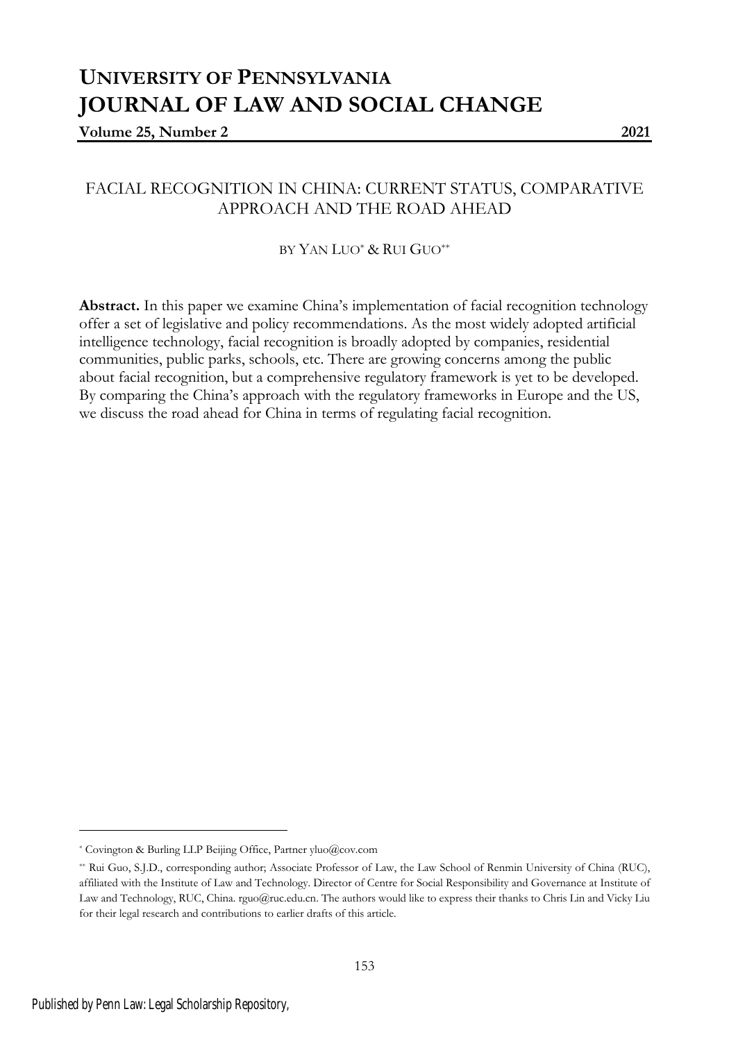# UNIVERSITY OF PENNSYLVANIA JOURNAL OF LAW AND SOCIAL CHANGE

**Volume 25, Number 2** **2021**

## FACIAL RECOGNITION IN CHINA: CURRENT STATUS, COMPARATIVE APPROACH AND THE ROAD AHEAD

BY YAN LUO* & RUI GUO**

**Abstract.** In this paper we examine China's implementation of facial recognition technology offer a set of legislative and policy recommendations. As the most widely adopted artificial intelligence technology, facial recognition is broadly adopted by companies, residential communities, public parks, schools, etc. There are growing concerns among the public about facial recognition, but a comprehensive regulatory framework is yet to be developed. By comparing the China's approach with the regulatory frameworks in Europe and the US, we discuss the road ahead for China in terms of regulating facial recognition.

---

\* Covington & Burling LLP Beijing Office, Partner yluo@cov.com

\*\* Rui Guo, S.J.D., corresponding author; Associate Professor of Law, the Law School of Renmin University of China (RUC), affiliated with the Institute of Law and Technology. Director of Centre for Social Responsibility and Governance at Institute of Law and Technology, RUC, China. rguo@ruc.edu.cn. The authors would like to express their thanks to Chris Lin and Vicky Liu for their legal research and contributions to earlier drafts of this article.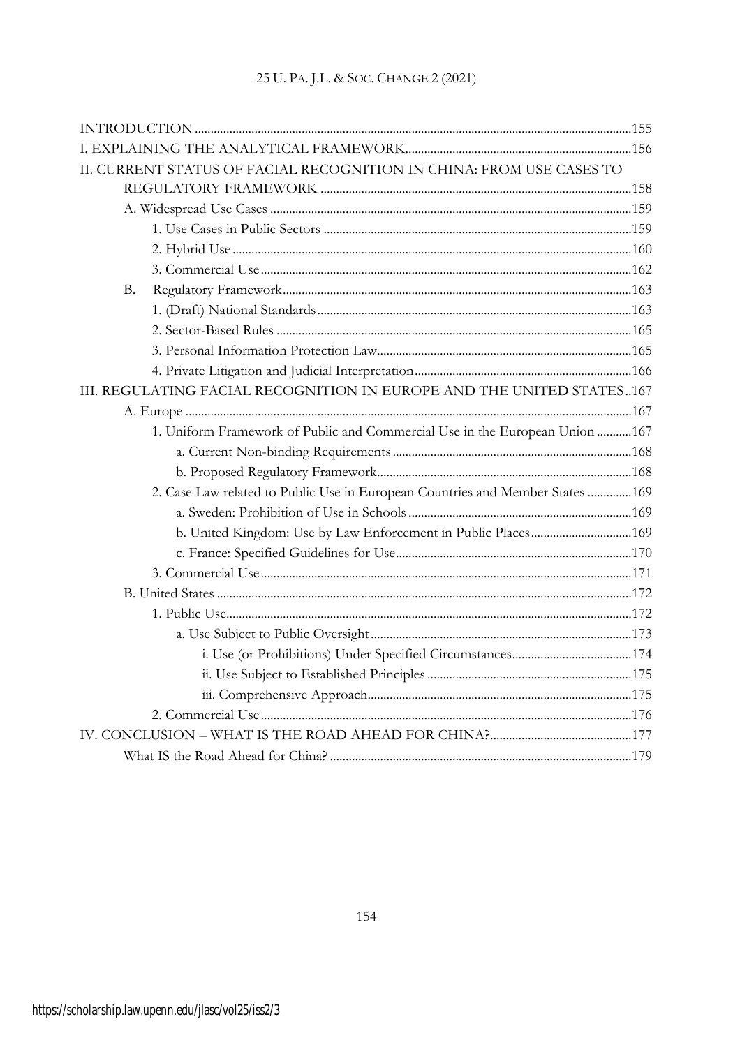INTRODUCTION ......................................................................................................................................155
I. EXPLAINING THE ANALYTICAL FRAMEWORK........................................................................156
II. CURRENT STATUS OF FACIAL RECOGNITION IN CHINA: FROM USE CASES TO REGULATORY FRAMEWORK ..................................................................................................158
- A. Widespread Use Cases ..................................................................................................................159
  - 1. Use Cases in Public Sectors .................................................................................................159
  - 2. Hybrid Use ..............................................................................................................................160
  - 3. Commercial Use .....................................................................................................................162
- B. Regulatory Framework..............................................................................................................163
  - 1. (Draft) National Standards...................................................................................................163
  - 2. Sector-Based Rules ................................................................................................................165
  - 3. Personal Information Protection Law................................................................................165
  - 4. Private Litigation and Judicial Interpretation....................................................................166

III. REGULATING FACIAL RECOGNITION IN EUROPE AND THE UNITED STATES..167
- A. Europe .............................................................................................................................................167
  - 1. Uniform Framework of Public and Commercial Use in the European Union ...........167
    - a. Current Non-binding Requirements ............................................................................168
    - b. Proposed Regulatory Framework.................................................................................168
  - 2. Case Law related to Public Use in European Countries and Member States ..............169
    - a. Sweden: Prohibition of Use in Schools .......................................................................169
    - b. United Kingdom: Use by Law Enforcement in Public Places................................169
    - c. France: Specified Guidelines for Use...........................................................................170
  - 3. Commercial Use .....................................................................................................................171
- B. United States ...................................................................................................................................172
  - 1. Public Use................................................................................................................................172
    - a. Use Subject to Public Oversight ...................................................................................173
      - i. Use (or Prohibitions) Under Specified Circumstances......................................174
      - ii. Use Subject to Established Principles .................................................................175
      - iii. Comprehensive Approach....................................................................................175
  - 2. Commercial Use .....................................................................................................................176

IV. CONCLUSION – WHAT IS THE ROAD AHEAD FOR CHINA?.............................................177
- What IS the Road Ahead for China? ...............................................................................................179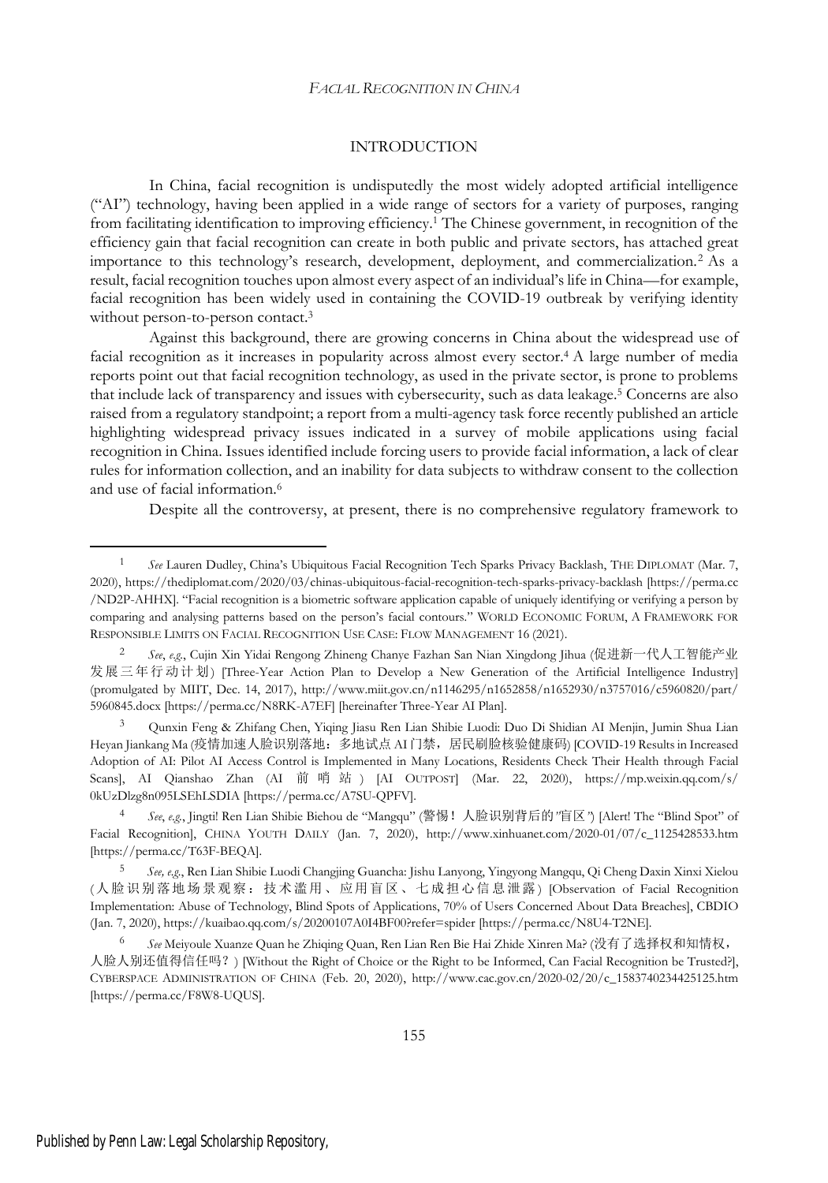## INTRODUCTION

In China, facial recognition is undisputedly the most widely adopted artificial intelligence ("AI") technology, having been applied in a wide range of sectors for a variety of purposes, ranging from facilitating identification to improving efficiency.[1] The Chinese government, in recognition of the efficiency gain that facial recognition can create in both public and private sectors, has attached great importance to this technology's research, development, deployment, and commercialization.[2] As a result, facial recognition touches upon almost every aspect of an individual's life in China—for example, facial recognition has been widely used in containing the COVID-19 outbreak by verifying identity without person-to-person contact.[3]

Against this background, there are growing concerns in China about the widespread use of facial recognition as it increases in popularity across almost every sector.[4] A large number of media reports point out that facial recognition technology, as used in the private sector, is prone to problems that include lack of transparency and issues with cybersecurity, such as data leakage.[5] Concerns are also raised from a regulatory standpoint; a report from a multi-agency task force recently published an article highlighting widespread privacy issues indicated in a survey of mobile applications using facial recognition in China. Issues identified include forcing users to provide facial information, a lack of clear rules for information collection, and an inability for data subjects to withdraw consent to the collection and use of facial information.[6]

Despite all the controversy, at present, there is no comprehensive regulatory framework to

---

[1] *See* Lauren Dudley, China's Ubiquitous Facial Recognition Tech Sparks Privacy Backlash, THE DIPLOMAT (Mar. 7, 2020), https://thediplomat.com/2020/03/chinas-ubiquitous-facial-recognition-tech-sparks-privacy-backlash [https://perma.cc/ND2P-AHHX]. "Facial recognition is a biometric software application capable of uniquely identifying or verifying a person by comparing and analysing patterns based on the person's facial contours." WORLD ECONOMIC FORUM, A FRAMEWORK FOR RESPONSIBLE LIMITS ON FACIAL RECOGNITION USE CASE: FLOW MANAGEMENT 16 (2021).

[2] *See*, *e.g.*, Cujin Xin Yidai Rengong Zhineng Chanye Fazhan San Nian Xingdong Jihua (促进新一代人工智能产业发展三年行动计划) [Three-Year Action Plan to Develop a New Generation of the Artificial Intelligence Industry] (promulgated by MIIT, Dec. 14, 2017), http://www.miit.gov.cn/n1146295/n1652858/n1652930/n3757016/c5960820/part/5960845.docx [https://perma.cc/N8RK-A7EF] [hereinafter Three-Year AI Plan].

[3] Qunxin Feng & Zhifang Chen, Yiqing Jiasu Ren Lian Shibie Luodi: Duo Di Shidian AI Menjin, Jumin Shua Lian Heyan Jiankang Ma (疫情加速人脸识别落地：多地试点AI门禁，居民刷脸核验健康码) [COVID-19 Results in Increased Adoption of AI: Pilot AI Access Control is Implemented in Many Locations, Residents Check Their Health through Facial Scans], AI Qianshao Zhan (AI 前哨站) [AI OUTPOST] (Mar. 22, 2020), https://mp.weixin.qq.com/s/0kUzDlzg8n095LSEhLSDIA [https://perma.cc/A7SU-QPFV].

[4] *See*, *e.g.*, Jingti! Ren Lian Shibie Biehou de "Mangqu" (警惕！人脸识别背后的"盲区") [Alert! The "Blind Spot" of Facial Recognition], CHINA YOUTH DAILY (Jan. 7, 2020), http://www.xinhuanet.com/2020-01/07/c_1125428533.htm [https://perma.cc/T63F-BEQA].

[5] *See, e.g.*, Ren Lian Shibie Luodi Changjing Guancha: Jishu Lanyong, Yingyong Mangqu, Qi Cheng Daxin Xinxi Xielou (人脸识别落地场景观察：技术滥用、应用盲区、七成担心信息泄露) [Observation of Facial Recognition Implementation: Abuse of Technology, Blind Spots of Applications, 70% of Users Concerned About Data Breaches], CBDIO (Jan. 7, 2020), https://kuaibao.qq.com/s/20200107A0I4BF00?refer=spider [https://perma.cc/N8U4-T2NE].

[6] *See* Meiyoule Xuanze Quan he Zhiqing Quan, Ren Lian Ren Bie Hai Zhide Xinren Ma? (没有了选择权和知情权，人脸人别还值得信任吗？) [Without the Right of Choice or the Right to be Informed, Can Facial Recognition be Trusted?], CYBERSPACE ADMINISTRATION OF CHINA (Feb. 20, 2020), http://www.cac.gov.cn/2020-02/20/c_1583740234425125.htm [https://perma.cc/F8W8-UQUS].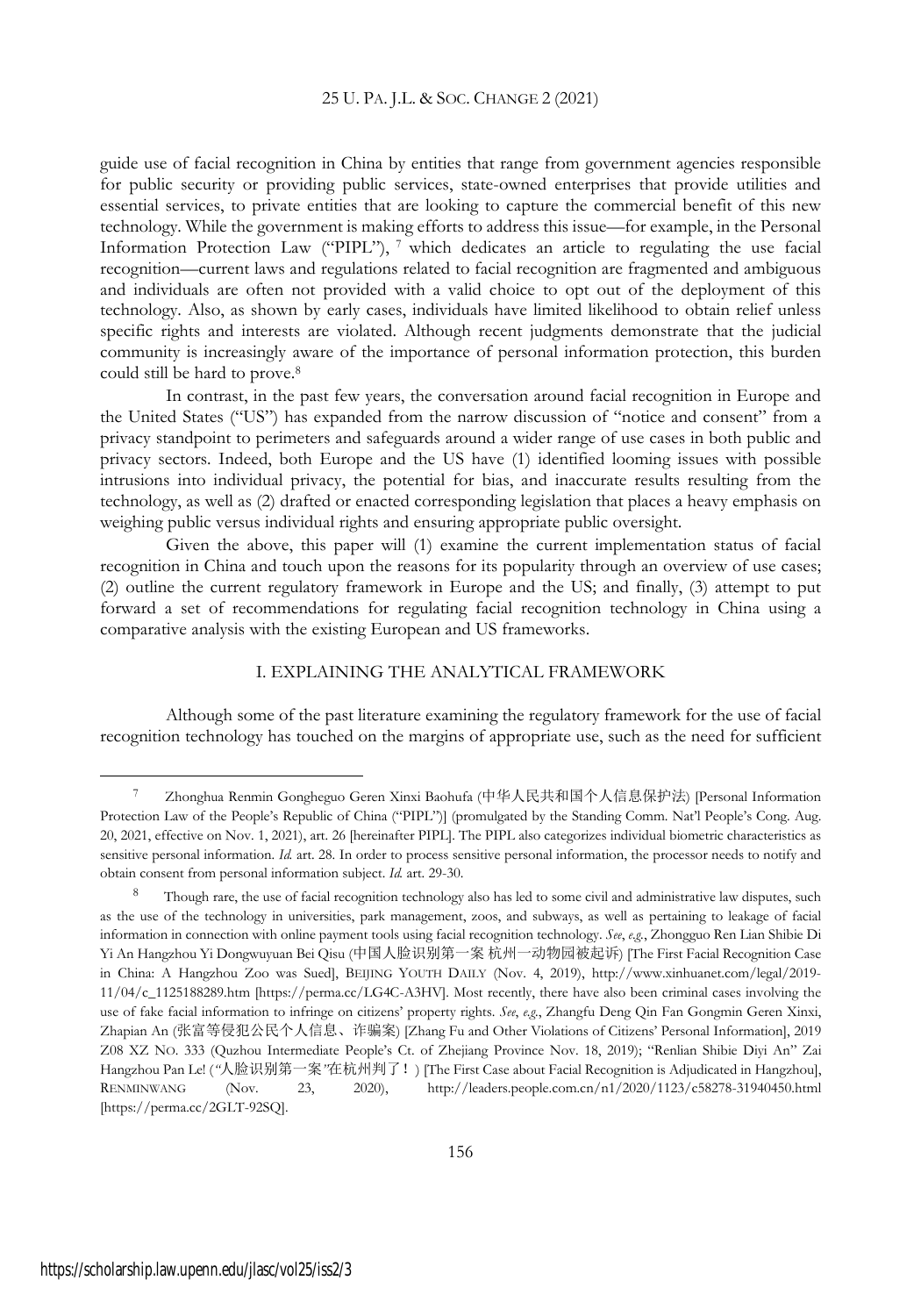guide use of facial recognition in China by entities that range from government agencies responsible for public security or providing public services, state-owned enterprises that provide utilities and essential services, to private entities that are looking to capture the commercial benefit of this new technology. While the government is making efforts to address this issue—for example, in the Personal Information Protection Law ("PIPL"), [7] which dedicates an article to regulating the use facial recognition—current laws and regulations related to facial recognition are fragmented and ambiguous and individuals are often not provided with a valid choice to opt out of the deployment of this technology. Also, as shown by early cases, individuals have limited likelihood to obtain relief unless specific rights and interests are violated. Although recent judgments demonstrate that the judicial community is increasingly aware of the importance of personal information protection, this burden could still be hard to prove.[8]

In contrast, in the past few years, the conversation around facial recognition in Europe and the United States ("US") has expanded from the narrow discussion of "notice and consent" from a privacy standpoint to perimeters and safeguards around a wider range of use cases in both public and privacy sectors. Indeed, both Europe and the US have (1) identified looming issues with possible intrusions into individual privacy, the potential for bias, and inaccurate results resulting from the technology, as well as (2) drafted or enacted corresponding legislation that places a heavy emphasis on weighing public versus individual rights and ensuring appropriate public oversight.

Given the above, this paper will (1) examine the current implementation status of facial recognition in China and touch upon the reasons for its popularity through an overview of use cases; (2) outline the current regulatory framework in Europe and the US; and finally, (3) attempt to put forward a set of recommendations for regulating facial recognition technology in China using a comparative analysis with the existing European and US frameworks.

## I. EXPLAINING THE ANALYTICAL FRAMEWORK

Although some of the past literature examining the regulatory framework for the use of facial recognition technology has touched on the margins of appropriate use, such as the need for sufficient

---

[7] Zhonghua Renmin Gongheguo Geren Xinxi Baohufa (中华人民共和国个人信息保护法) [Personal Information Protection Law of the People's Republic of China ("PIPL")] (promulgated by the Standing Comm. Nat'l People's Cong. Aug. 20, 2021, effective on Nov. 1, 2021), art. 26 [hereinafter PIPL]. The PIPL also categorizes individual biometric characteristics as sensitive personal information. *Id.* art. 28. In order to process sensitive personal information, the processor needs to notify and obtain consent from personal information subject. *Id.* art. 29-30.

[8] Though rare, the use of facial recognition technology also has led to some civil and administrative law disputes, such as the use of the technology in universities, park management, zoos, and subways, as well as pertaining to leakage of facial information in connection with online payment tools using facial recognition technology. *See*, *e.g.*, Zhongguo Ren Lian Shibie Di Yi An Hangzhou Yi Dongwuyuan Bei Qisu (中国人脸识别第一案 杭州一动物园被起诉) [The First Facial Recognition Case in China: A Hangzhou Zoo was Sued], BEIJING YOUTH DAILY (Nov. 4, 2019), http://www.xinhuanet.com/legal/2019-11/04/c_1125188289.htm [https://perma.cc/LG4C-A3HV]. Most recently, there have also been criminal cases involving the use of fake facial information to infringe on citizens' property rights. *See*, *e.g.*, Zhangfu Deng Qin Fan Gongmin Geren Xinxi, Zhapian An (张富等侵犯公民个人信息、诈骗案) [Zhang Fu and Other Violations of Citizens' Personal Information], 2019 Z08 XZ NO. 333 (Quzhou Intermediate People's Ct. of Zhejiang Province Nov. 18, 2019); "Renlian Shibie Diyi An" Zai Hangzhou Pan Le! ("人脸识别第一案"在杭州判了！) [The First Case about Facial Recognition is Adjudicated in Hangzhou], RENMINWANG (Nov. 23, 2020), http://leaders.people.com.cn/n1/2020/1123/c58278-31940450.html [https://perma.cc/2GLT-92SQ].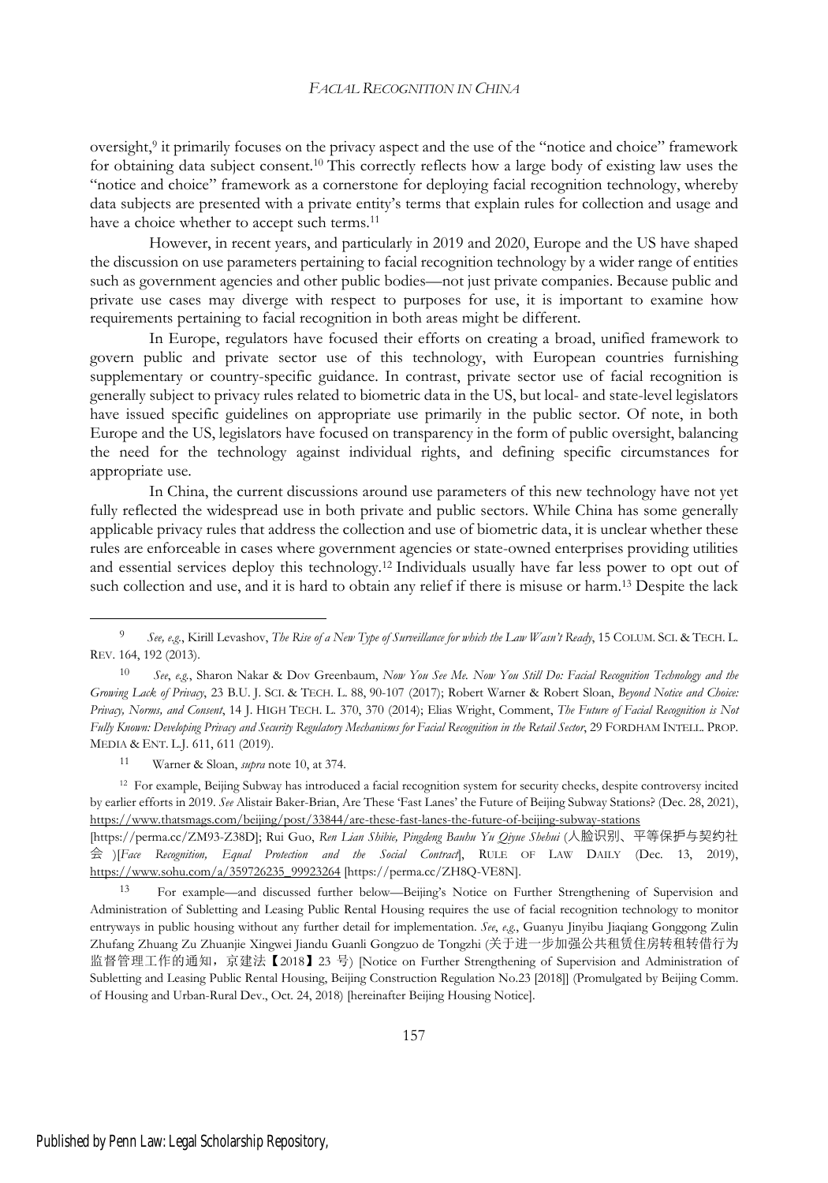oversight,[9] it primarily focuses on the privacy aspect and the use of the "notice and choice" framework for obtaining data subject consent.[10] This correctly reflects how a large body of existing law uses the "notice and choice" framework as a cornerstone for deploying facial recognition technology, whereby data subjects are presented with a private entity's terms that explain rules for collection and usage and have a choice whether to accept such terms.[11]

However, in recent years, and particularly in 2019 and 2020, Europe and the US have shaped the discussion on use parameters pertaining to facial recognition technology by a wider range of entities such as government agencies and other public bodies—not just private companies. Because public and private use cases may diverge with respect to purposes for use, it is important to examine how requirements pertaining to facial recognition in both areas might be different.

In Europe, regulators have focused their efforts on creating a broad, unified framework to govern public and private sector use of this technology, with European countries furnishing supplementary or country-specific guidance. In contrast, private sector use of facial recognition is generally subject to privacy rules related to biometric data in the US, but local- and state-level legislators have issued specific guidelines on appropriate use primarily in the public sector. Of note, in both Europe and the US, legislators have focused on transparency in the form of public oversight, balancing the need for the technology against individual rights, and defining specific circumstances for appropriate use.

In China, the current discussions around use parameters of this new technology have not yet fully reflected the widespread use in both private and public sectors. While China has some generally applicable privacy rules that address the collection and use of biometric data, it is unclear whether these rules are enforceable in cases where government agencies or state-owned enterprises providing utilities and essential services deploy this technology.[12] Individuals usually have far less power to opt out of such collection and use, and it is hard to obtain any relief if there is misuse or harm.[13] Despite the lack

---

[9] *See, e.g.*, Kirill Levashov, *The Rise of a New Type of Surveillance for which the Law Wasn't Ready*, 15 COLUM. SCI. & TECH. L. REV. 164, 192 (2013).

[10] *See*, *e.g.*, Sharon Nakar & Dov Greenbaum, *Now You See Me. Now You Still Do: Facial Recognition Technology and the Growing Lack of Privacy*, 23 B.U. J. SCI. & TECH. L. 88, 90-107 (2017); Robert Warner & Robert Sloan, *Beyond Notice and Choice: Privacy, Norms, and Consent*, 14 J. HIGH TECH. L. 370, 370 (2014); Elias Wright, Comment, *The Future of Facial Recognition is Not Fully Known: Developing Privacy and Security Regulatory Mechanisms for Facial Recognition in the Retail Sector*, 29 FORDHAM INTELL. PROP. MEDIA & ENT. L.J. 611, 611 (2019).

[11] Warner & Sloan, *supra* note 10, at 374.

[12] For example, Beijing Subway has introduced a facial recognition system for security checks, despite controversy incited by earlier efforts in 2019. *See* Alistair Baker-Brian, Are These 'Fast Lanes' the Future of Beijing Subway Stations? (Dec. 28, 2021), https://www.thatsmags.com/beijing/post/33844/are-these-fast-lanes-the-future-of-beijing-subway-stations [https://perma.cc/ZM93-Z38D]; Rui Guo, *Ren Lian Shibie, Pingdeng Baohu Yu Qiyue Shehui* (人脸识别、平等保护与契约社会)[*Face Recognition, Equal Protection and the Social Contract*], RULE OF LAW DAILY (Dec. 13, 2019), https://www.sohu.com/a/359726235_99923264 [https://perma.cc/ZH8Q-VE8N].

[13] For example—and discussed further below—Beijing's Notice on Further Strengthening of Supervision and Administration of Subletting and Leasing Public Rental Housing requires the use of facial recognition technology to monitor entryways in public housing without any further detail for implementation. *See*, *e.g.*, Guanyu Jinyibu Jiaqiang Gonggong Zulin Zhufang Zhuang Zu Zhuanjie Xingwei Jiandu Guanli Gongzuo de Tongzhi (关于进一步加强公共租赁住房转租转借行为监督管理工作的通知，京建法【2018】23 号) [Notice on Further Strengthening of Supervision and Administration of Subletting and Leasing Public Rental Housing, Beijing Construction Regulation No.23 [2018]] (Promulgated by Beijing Comm. of Housing and Urban-Rural Dev., Oct. 24, 2018) [hereinafter Beijing Housing Notice].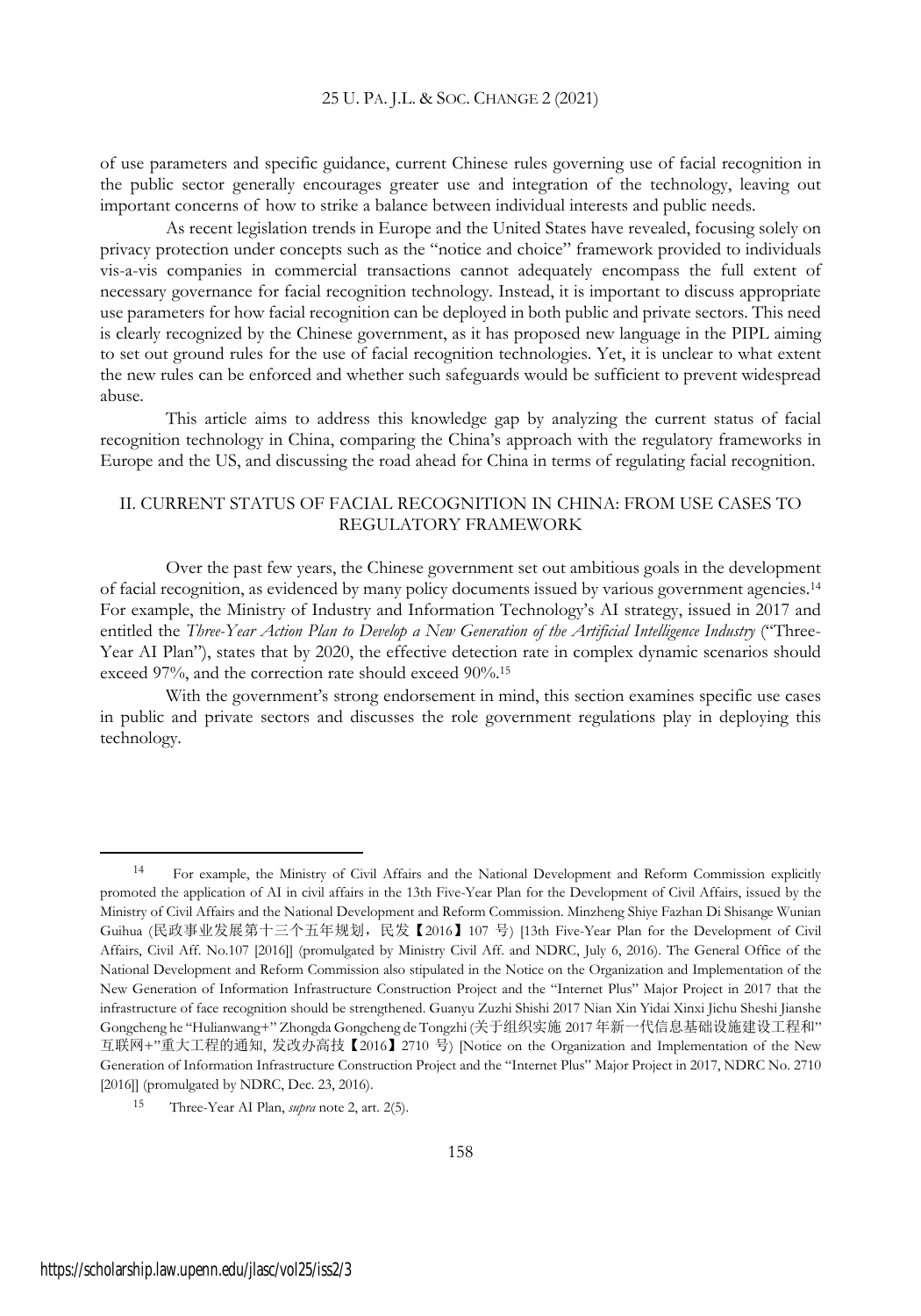of use parameters and specific guidance, current Chinese rules governing use of facial recognition in the public sector generally encourages greater use and integration of the technology, leaving out important concerns of how to strike a balance between individual interests and public needs.

As recent legislation trends in Europe and the United States have revealed, focusing solely on privacy protection under concepts such as the "notice and choice" framework provided to individuals vis-a-vis companies in commercial transactions cannot adequately encompass the full extent of necessary governance for facial recognition technology. Instead, it is important to discuss appropriate use parameters for how facial recognition can be deployed in both public and private sectors. This need is clearly recognized by the Chinese government, as it has proposed new language in the PIPL aiming to set out ground rules for the use of facial recognition technologies. Yet, it is unclear to what extent the new rules can be enforced and whether such safeguards would be sufficient to prevent widespread abuse.

This article aims to address this knowledge gap by analyzing the current status of facial recognition technology in China, comparing the China's approach with the regulatory frameworks in Europe and the US, and discussing the road ahead for China in terms of regulating facial recognition.

## II. CURRENT STATUS OF FACIAL RECOGNITION IN CHINA: FROM USE CASES TO REGULATORY FRAMEWORK

Over the past few years, the Chinese government set out ambitious goals in the development of facial recognition, as evidenced by many policy documents issued by various government agencies.[14] For example, the Ministry of Industry and Information Technology's AI strategy, issued in 2017 and entitled the *Three-Year Action Plan to Develop a New Generation of the Artificial Intelligence Industry* ("Three-Year AI Plan"), states that by 2020, the effective detection rate in complex dynamic scenarios should exceed 97%, and the correction rate should exceed 90%.[15]

With the government's strong endorsement in mind, this section examines specific use cases in public and private sectors and discusses the role government regulations play in deploying this technology.

---

[14] For example, the Ministry of Civil Affairs and the National Development and Reform Commission explicitly promoted the application of AI in civil affairs in the 13th Five-Year Plan for the Development of Civil Affairs, issued by the Ministry of Civil Affairs and the National Development and Reform Commission. Minzheng Shiye Fazhan Di Shisange Wunian Guihua (民政事业发展第十三个五年规划，民发【2016】107 号) [13th Five-Year Plan for the Development of Civil Affairs, Civil Aff. No.107 [2016]] (promulgated by Ministry Civil Aff. and NDRC, July 6, 2016). The General Office of the National Development and Reform Commission also stipulated in the Notice on the Organization and Implementation of the New Generation of Information Infrastructure Construction Project and the "Internet Plus" Major Project in 2017 that the infrastructure of face recognition should be strengthened. Guanyu Zuzhi Shishi 2017 Nian Xin Yidai Xinxi Jichu Sheshi Jianshe Gongcheng he "Hulianwang+" Zhongda Gongcheng de Tongzhi (关于组织实施 2017 年新一代信息基础设施建设工程和"互联网+"重大工程的通知, 发改办高技【2016】2710 号) [Notice on the Organization and Implementation of the New Generation of Information Infrastructure Construction Project and the "Internet Plus" Major Project in 2017, NDRC No. 2710 [2016]] (promulgated by NDRC, Dec. 23, 2016).

[15] Three-Year AI Plan, *supra* note 2, art. 2(5).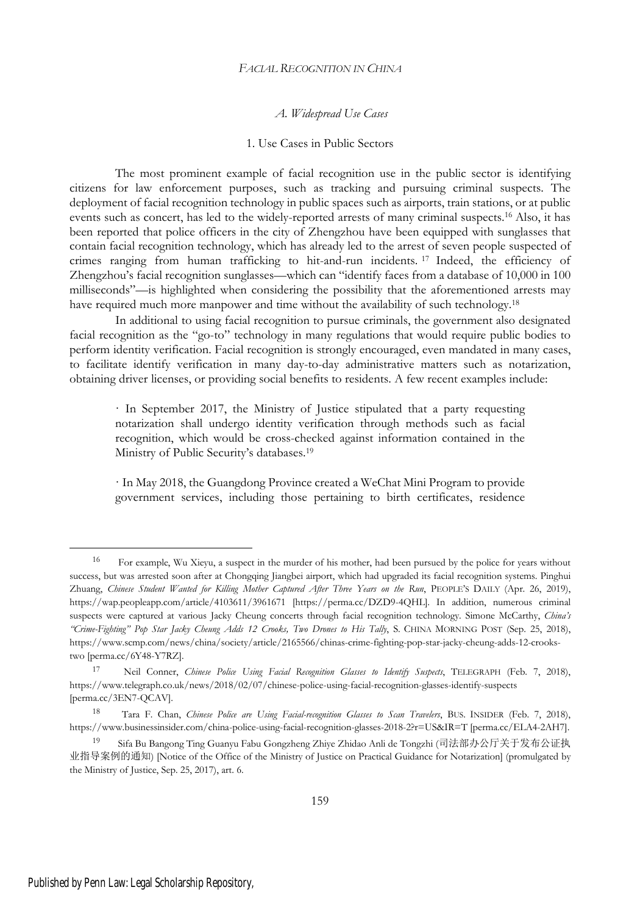### *A. Widespread Use Cases*

#### 1. Use Cases in Public Sectors

The most prominent example of facial recognition use in the public sector is identifying citizens for law enforcement purposes, such as tracking and pursuing criminal suspects. The deployment of facial recognition technology in public spaces such as airports, train stations, or at public events such as concert, has led to the widely-reported arrests of many criminal suspects.[16] Also, it has been reported that police officers in the city of Zhengzhou have been equipped with sunglasses that contain facial recognition technology, which has already led to the arrest of seven people suspected of crimes ranging from human trafficking to hit-and-run incidents.[17] Indeed, the efficiency of Zhengzhou's facial recognition sunglasses—which can "identify faces from a database of 10,000 in 100 milliseconds"—is highlighted when considering the possibility that the aforementioned arrests may have required much more manpower and time without the availability of such technology.[18]

In additional to using facial recognition to pursue criminals, the government also designated facial recognition as the "go-to" technology in many regulations that would require public bodies to perform identity verification. Facial recognition is strongly encouraged, even mandated in many cases, to facilitate identify verification in many day-to-day administrative matters such as notarization, obtaining driver licenses, or providing social benefits to residents. A few recent examples include:

> · In September 2017, the Ministry of Justice stipulated that a party requesting notarization shall undergo identity verification through methods such as facial recognition, which would be cross-checked against information contained in the Ministry of Public Security's databases.[19]
>
> · In May 2018, the Guangdong Province created a WeChat Mini Program to provide government services, including those pertaining to birth certificates, residence

---

[16] For example, Wu Xieyu, a suspect in the murder of his mother, had been pursued by the police for years without success, but was arrested soon after at Chongqing Jiangbei airport, which had upgraded its facial recognition systems. Pinghui Zhuang, *Chinese Student Wanted for Killing Mother Captured After Three Years on the Run*, PEOPLE'S DAILY (Apr. 26, 2019), https://wap.peopleapp.com/article/4103611/3961671 [https://perma.cc/DZD9-4QHL]. In addition, numerous criminal suspects were captured at various Jacky Cheung concerts through facial recognition technology. Simone McCarthy, *China's "Crime-Fighting" Pop Star Jacky Cheung Adds 12 Crooks, Two Drones to His Tally*, S. CHINA MORNING POST (Sep. 25, 2018), https://www.scmp.com/news/china/society/article/2165566/chinas-crime-fighting-pop-star-jacky-cheung-adds-12-crooks-two [perma.cc/6Y48-Y7RZ].

[17] Neil Conner, *Chinese Police Using Facial Recognition Glasses to Identify Suspects*, TELEGRAPH (Feb. 7, 2018), https://www.telegraph.co.uk/news/2018/02/07/chinese-police-using-facial-recognition-glasses-identify-suspects [perma.cc/3EN7-QCAV].

[18] Tara F. Chan, *Chinese Police are Using Facial-recognition Glasses to Scan Travelers*, BUS. INSIDER (Feb. 7, 2018), https://www.businessinsider.com/china-police-using-facial-recognition-glasses-2018-2?r=US&IR=T [perma.cc/ELA4-2AH7].

[19] Sifa Bu Bangong Ting Guanyu Fabu Gongzheng Zhiye Zhidao Anli de Tongzhi (司法部办公厅关于发布公证执业指导案例的通知) [Notice of the Office of the Ministry of Justice on Practical Guidance for Notarization] (promulgated by the Ministry of Justice, Sep. 25, 2017), art. 6.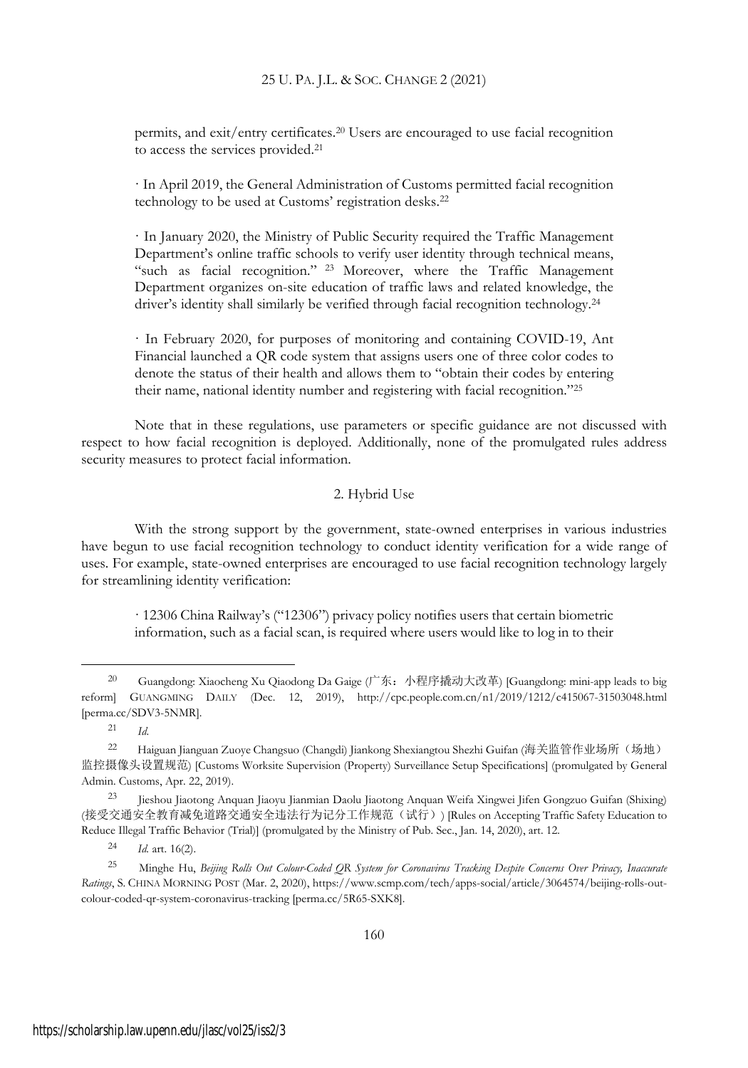permits, and exit/entry certificates.[20] Users are encouraged to use facial recognition to access the services provided.[21]

· In April 2019, the General Administration of Customs permitted facial recognition technology to be used at Customs' registration desks.[22]

· In January 2020, the Ministry of Public Security required the Traffic Management Department's online traffic schools to verify user identity through technical means, "such as facial recognition." [23] Moreover, where the Traffic Management Department organizes on-site education of traffic laws and related knowledge, the driver's identity shall similarly be verified through facial recognition technology.[24]

· In February 2020, for purposes of monitoring and containing COVID-19, Ant Financial launched a QR code system that assigns users one of three color codes to denote the status of their health and allows them to "obtain their codes by entering their name, national identity number and registering with facial recognition."[25]

Note that in these regulations, use parameters or specific guidance are not discussed with respect to how facial recognition is deployed. Additionally, none of the promulgated rules address security measures to protect facial information.

### 2. Hybrid Use

With the strong support by the government, state-owned enterprises in various industries have begun to use facial recognition technology to conduct identity verification for a wide range of uses. For example, state-owned enterprises are encouraged to use facial recognition technology largely for streamlining identity verification:

· 12306 China Railway's ("12306") privacy policy notifies users that certain biometric information, such as a facial scan, is required where users would like to log in to their

---

[20] Guangdong: Xiaocheng Xu Qiaodong Da Gaige (广东：小程序撬动大改革) [Guangdong: mini-app leads to big reform] GUANGMING DAILY (Dec. 12, 2019), http://cpc.people.com.cn/n1/2019/1212/c415067-31503048.html [perma.cc/SDV3-5NMR].

[21] *Id.*

[22] Haiguan Jianguan Zuoye Changsuo (Changdi) Jiankong Shexiangtou Shezhi Guifan (海关监管作业场所（场地）监控摄像头设置规范) [Customs Worksite Supervision (Property) Surveillance Setup Specifications] (promulgated by General Admin. Customs, Apr. 22, 2019).

[23] Jieshou Jiaotong Anquan Jiaoyu Jianmian Daolu Jiaotong Anquan Weifa Xingwei Jifen Gongzuo Guifan (Shixing) (接受交通安全教育减免道路交通安全违法行为记分工作规范（试行）) [Rules on Accepting Traffic Safety Education to Reduce Illegal Traffic Behavior (Trial)] (promulgated by the Ministry of Pub. Sec., Jan. 14, 2020), art. 12.

[24] *Id.* art. 16(2).

[25] Minghe Hu, *Beijing Rolls Out Colour-Coded QR System for Coronavirus Tracking Despite Concerns Over Privacy, Inaccurate Ratings*, S. CHINA MORNING POST (Mar. 2, 2020), https://www.scmp.com/tech/apps-social/article/3064574/beijing-rolls-out-colour-coded-qr-system-coronavirus-tracking [perma.cc/5R65-SXK8].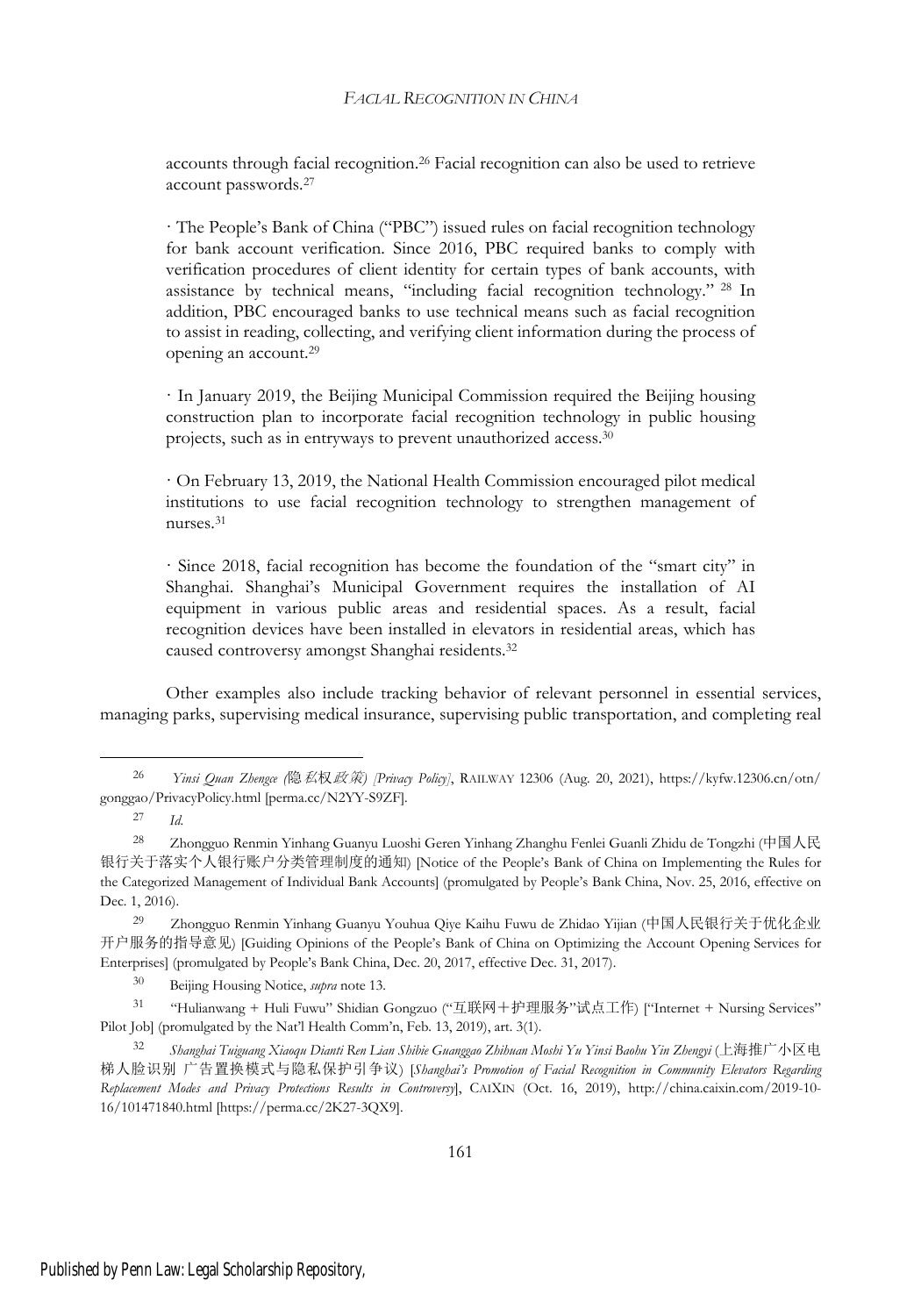accounts through facial recognition.[26] Facial recognition can also be used to retrieve account passwords.[27]

· The People's Bank of China ("PBC") issued rules on facial recognition technology for bank account verification. Since 2016, PBC required banks to comply with verification procedures of client identity for certain types of bank accounts, with assistance by technical means, "including facial recognition technology." [28] In addition, PBC encouraged banks to use technical means such as facial recognition to assist in reading, collecting, and verifying client information during the process of opening an account.[29]

· In January 2019, the Beijing Municipal Commission required the Beijing housing construction plan to incorporate facial recognition technology in public housing projects, such as in entryways to prevent unauthorized access.[30]

· On February 13, 2019, the National Health Commission encouraged pilot medical institutions to use facial recognition technology to strengthen management of nurses.[31]

· Since 2018, facial recognition has become the foundation of the "smart city" in Shanghai. Shanghai's Municipal Government requires the installation of AI equipment in various public areas and residential spaces. As a result, facial recognition devices have been installed in elevators in residential areas, which has caused controversy amongst Shanghai residents.[32]

Other examples also include tracking behavior of relevant personnel in essential services, managing parks, supervising medical insurance, supervising public transportation, and completing real

---

[26] *Yinsi Quan Zhengce (隐私权政策) [Privacy Policy]*, RAILWAY 12306 (Aug. 20, 2021), https://kyfw.12306.cn/otn/gonggao/PrivacyPolicy.html [perma.cc/N2YY-S9ZF].

[27] *Id.*

[28] Zhongguo Renmin Yinhang Guanyu Luoshi Geren Yinhang Zhanghu Fenlei Guanli Zhidu de Tongzhi (中国人民银行关于落实个人银行账户分类管理制度的通知) [Notice of the People's Bank of China on Implementing the Rules for the Categorized Management of Individual Bank Accounts] (promulgated by People's Bank China, Nov. 25, 2016, effective on Dec. 1, 2016).

[29] Zhongguo Renmin Yinhang Guanyu Youhua Qiye Kaihu Fuwu de Zhidao Yijian (中国人民银行关于优化企业开户服务的指导意见) [Guiding Opinions of the People's Bank of China on Optimizing the Account Opening Services for Enterprises] (promulgated by People's Bank China, Dec. 20, 2017, effective Dec. 31, 2017).

[30] Beijing Housing Notice, *supra* note 13.

[31] "Hulianwang + Huli Fuwu" Shidian Gongzuo ("互联网＋护理服务"试点工作) ["Internet + Nursing Services" Pilot Job] (promulgated by the Nat'l Health Comm'n, Feb. 13, 2019), art. 3(1).

[32] *Shanghai Tuiguang Xiaoqu Dianti Ren Lian Shibie Guanggao Zhihuan Moshi Yu Yinsi Baohu Yin Zhengyi* (上海推广小区电梯人脸识别 广告置换模式与隐私保护引争议) [*Shanghai's Promotion of Facial Recognition in Community Elevators Regarding Replacement Modes and Privacy Protections Results in Controversy*], CAIXIN (Oct. 16, 2019), http://china.caixin.com/2019-10-16/101471840.html [https://perma.cc/2K27-3QX9].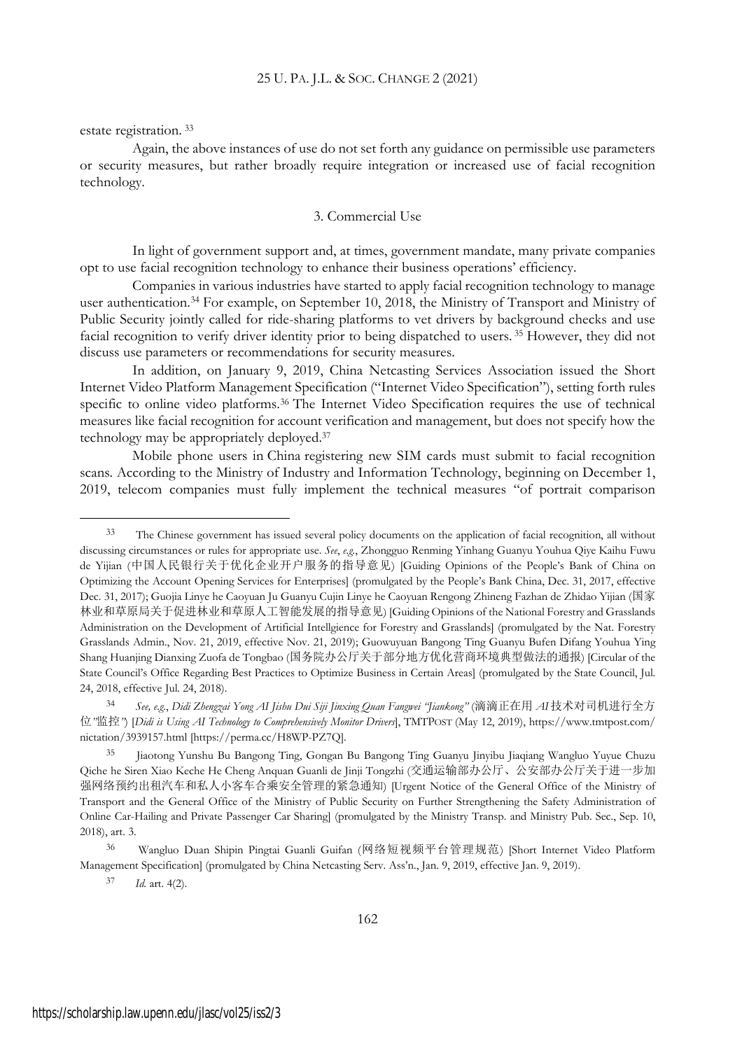estate registration.[33]

Again, the above instances of use do not set forth any guidance on permissible use parameters or security measures, but rather broadly require integration or increased use of facial recognition technology.

### 3. Commercial Use

In light of government support and, at times, government mandate, many private companies opt to use facial recognition technology to enhance their business operations' efficiency.

Companies in various industries have started to apply facial recognition technology to manage user authentication.[34] For example, on September 10, 2018, the Ministry of Transport and Ministry of Public Security jointly called for ride-sharing platforms to vet drivers by background checks and use facial recognition to verify driver identity prior to being dispatched to users.[35] However, they did not discuss use parameters or recommendations for security measures.

In addition, on January 9, 2019, China Netcasting Services Association issued the Short Internet Video Platform Management Specification ("Internet Video Specification"), setting forth rules specific to online video platforms.[36] The Internet Video Specification requires the use of technical measures like facial recognition for account verification and management, but does not specify how the technology may be appropriately deployed.[37]

Mobile phone users in China registering new SIM cards must submit to facial recognition scans. According to the Ministry of Industry and Information Technology, beginning on December 1, 2019, telecom companies must fully implement the technical measures "of portrait comparison

---

[33] The Chinese government has issued several policy documents on the application of facial recognition, all without discussing circumstances or rules for appropriate use. *See*, *e.g.*, Zhongguo Renming Yinhang Guanyu Youhua Qiye Kaihu Fuwu de Yijian (中国人民银行关于优化企业开户服务的指导意见) [Guiding Opinions of the People's Bank of China on Optimizing the Account Opening Services for Enterprises] (promulgated by the People's Bank China, Dec. 31, 2017, effective Dec. 31, 2017); Guojia Linye he Caoyuan Ju Guanyu Cujin Linye he Caoyuan Rengong Zhineng Fazhan de Zhidao Yijian (国家林业和草原局关于促进林业和草原人工智能发展的指导意见) [Guiding Opinions of the National Forestry and Grasslands Administration on the Development of Artificial Intellgience for Forestry and Grasslands] (promulgated by the Nat. Forestry Grasslands Admin., Nov. 21, 2019, effective Nov. 21, 2019); Guowuyuan Bangong Ting Guanyu Bufen Difang Youhua Ying Shang Huanjing Dianxing Zuofa de Tongbao (国务院办公厅关于部分地方优化营商环境典型做法的通报) [Circular of the State Council's Office Regarding Best Practices to Optimize Business in Certain Areas] (promulgated by the State Council, Jul. 24, 2018, effective Jul. 24, 2018).

[34] *See, e.g.*, *Didi Zhengzai Yong AI Jishu Dui Siji Jinxing Quan Fangwei "Jiankong"* (滴滴正在用 *AI* 技术对司机进行全方位"监控") [*Didi is Using AI Technology to Comprehensively Monitor Drivers*], TMTPOST (May 12, 2019), https://www.tmtpost.com/nictation/3939157.html [https://perma.cc/H8WP-PZ7Q].

[35] Jiaotong Yunshu Bu Bangong Ting, Gongan Bu Bangong Ting Guanyu Jinyibu Jiaqiang Wangluo Yuyue Chuzu Qiche he Siren Xiao Keche He Cheng Anquan Guanli de Jinji Tongzhi (交通运输部办公厅、公安部办公厅关于进一步加强网络预约出租汽车和私人小客车合乘安全管理的紧急通知) [Urgent Notice of the General Office of the Ministry of Transport and the General Office of the Ministry of Public Security on Further Strengthening the Safety Administration of Online Car-Hailing and Private Passenger Car Sharing] (promulgated by the Ministry Transp. and Ministry Pub. Sec., Sep. 10, 2018), art. 3.

[36] Wangluo Duan Shipin Pingtai Guanli Guifan (网络短视频平台管理规范) [Short Internet Video Platform Management Specification] (promulgated by China Netcasting Serv. Ass'n., Jan. 9, 2019, effective Jan. 9, 2019).

[37] *Id.* art. 4(2).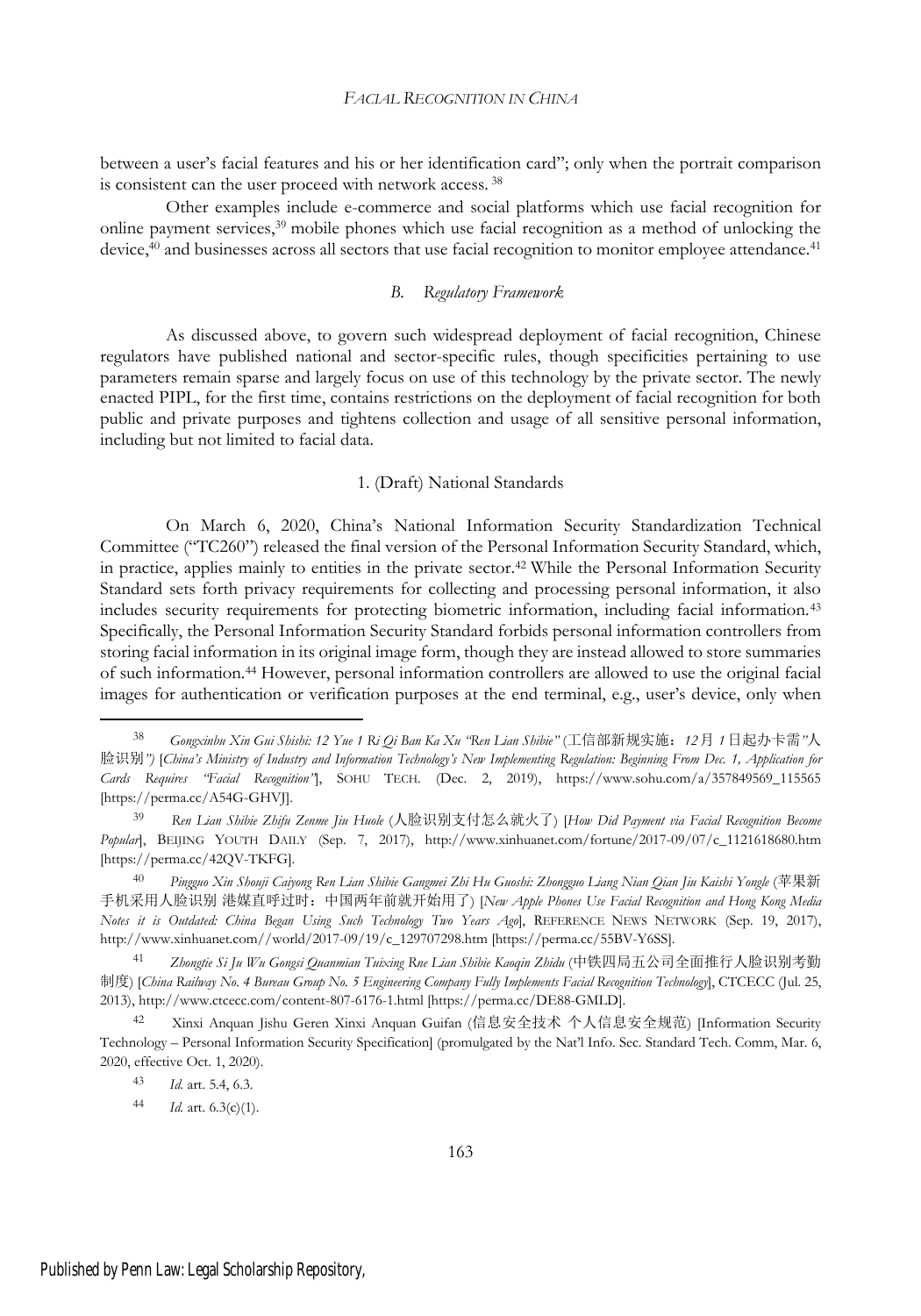between a user's facial features and his or her identification card"; only when the portrait comparison is consistent can the user proceed with network access. [38]

Other examples include e-commerce and social platforms which use facial recognition for online payment services,[39] mobile phones which use facial recognition as a method of unlocking the device,[40] and businesses across all sectors that use facial recognition to monitor employee attendance.[41]

### *B. Regulatory Framework*

As discussed above, to govern such widespread deployment of facial recognition, Chinese regulators have published national and sector-specific rules, though specificities pertaining to use parameters remain sparse and largely focus on use of this technology by the private sector. The newly enacted PIPL, for the first time, contains restrictions on the deployment of facial recognition for both public and private purposes and tightens collection and usage of all sensitive personal information, including but not limited to facial data.

#### 1. (Draft) National Standards

On March 6, 2020, China's National Information Security Standardization Technical Committee ("TC260") released the final version of the Personal Information Security Standard, which, in practice, applies mainly to entities in the private sector.[42] While the Personal Information Security Standard sets forth privacy requirements for collecting and processing personal information, it also includes security requirements for protecting biometric information, including facial information.[43] Specifically, the Personal Information Security Standard forbids personal information controllers from storing facial information in its original image form, though they are instead allowed to store summaries of such information.[44] However, personal information controllers are allowed to use the original facial images for authentication or verification purposes at the end terminal, e.g., user's device, only when

---

[38] *Gongxinbu Xin Gui Shishi: 12 Yue 1 Ri Qi Ban Ka Xu "Ren Lian Shibie"* (工信部新规实施：*12*月*1*日起办卡需"人脸识别") [*China's Ministry of Industry and Information Technology's New Implementing Regulation: Beginning From Dec. 1, Application for Cards Requires "Facial Recognition"*], SOHU TECH. (Dec. 2, 2019), https://www.sohu.com/a/357849569_115565 [https://perma.cc/A54G-GHVJ].

[39] *Ren Lian Shibie Zhifu Zenme Jiu Huole* (人脸识别支付怎么就火了) [*How Did Payment via Facial Recognition Become Popular*], BEIJING YOUTH DAILY (Sep. 7, 2017), http://www.xinhuanet.com/fortune/2017-09/07/c_1121618680.htm [https://perma.cc/42QV-TKFG].

[40] *Pingguo Xin Shouji Caiyong Ren Lian Shibie Gangmei Zhi Hu Guoshi: Zhongguo Liang Nian Qian Jiu Kaishi Yongle* (苹果新手机采用人脸识别 港媒直呼过时：中国两年前就开始用了) [*New Apple Phones Use Facial Recognition and Hong Kong Media Notes it is Outdated: China Began Using Such Technology Two Years Ago*], REFERENCE NEWS NETWORK (Sep. 19, 2017), http://www.xinhuanet.com//world/2017-09/19/c_129707298.htm [https://perma.cc/55BV-Y6SS].

[41] *Zhongtie Si Ju Wu Gongsi Quanmian Tuixing Rne Lian Shibie Kaoqin Zhidu* (中铁四局五公司全面推行人脸识别考勤制度) [*China Railway No. 4 Bureau Group No. 5 Engineering Company Fully Implements Facial Recognition Technology*], CTCECC (Jul. 25, 2013), http://www.ctcecc.com/content-807-6176-1.html [https://perma.cc/DE88-GMLD].

[42] Xinxi Anquan Jishu Geren Xinxi Anquan Guifan (信息安全技术 个人信息安全规范) [Information Security Technology – Personal Information Security Specification] (promulgated by the Nat'l Info. Sec. Standard Tech. Comm, Mar. 6, 2020, effective Oct. 1, 2020).

[43] *Id.* art. 5.4, 6.3.

[44] *Id.* art. 6.3(c)(1).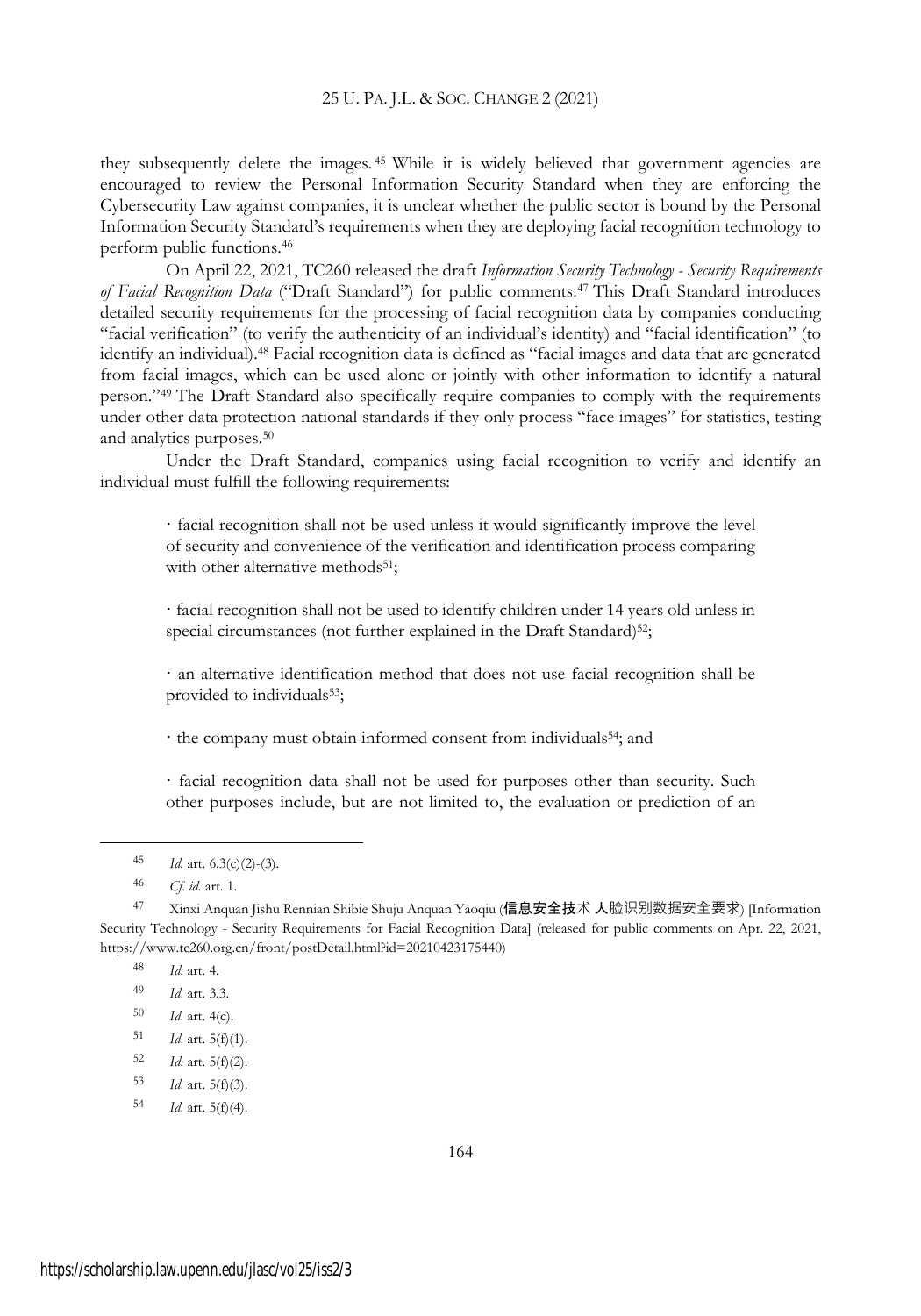they subsequently delete the images.[45] While it is widely believed that government agencies are encouraged to review the Personal Information Security Standard when they are enforcing the Cybersecurity Law against companies, it is unclear whether the public sector is bound by the Personal Information Security Standard's requirements when they are deploying facial recognition technology to perform public functions.[46]

On April 22, 2021, TC260 released the draft *Information Security Technology - Security Requirements of Facial Recognition Data* ("Draft Standard") for public comments.[47] This Draft Standard introduces detailed security requirements for the processing of facial recognition data by companies conducting "facial verification" (to verify the authenticity of an individual's identity) and "facial identification" (to identify an individual).[48] Facial recognition data is defined as "facial images and data that are generated from facial images, which can be used alone or jointly with other information to identify a natural person."[49] The Draft Standard also specifically require companies to comply with the requirements under other data protection national standards if they only process "face images" for statistics, testing and analytics purposes.[50]

Under the Draft Standard, companies using facial recognition to verify and identify an individual must fulfill the following requirements:

> · facial recognition shall not be used unless it would significantly improve the level of security and convenience of the verification and identification process comparing with other alternative methods[51];
>
> · facial recognition shall not be used to identify children under 14 years old unless in special circumstances (not further explained in the Draft Standard)[52];
>
> · an alternative identification method that does not use facial recognition shall be provided to individuals[53];
>
> · the company must obtain informed consent from individuals[54]; and
>
> · facial recognition data shall not be used for purposes other than security. Such other purposes include, but are not limited to, the evaluation or prediction of an

---

45 *Id.* art. 6.3(c)(2)-(3).

46 *Cf. id.* art. 1.

47 Xinxi Anquan Jishu Rennian Shibie Shuju Anquan Yaoqiu (信息安全技术 人脸识别数据安全要求) [Information Security Technology - Security Requirements for Facial Recognition Data] (released for public comments on Apr. 22, 2021, https://www.tc260.org.cn/front/postDetail.html?id=20210423175440)

48 *Id.* art. 4.

49 *Id.* art. 3.3.

50 *Id.* art. 4(c).

51 *Id.* art. 5(f)(1).

52 *Id.* art. 5(f)(2).

53 *Id.* art. 5(f)(3).

54 *Id.* art. 5(f)(4).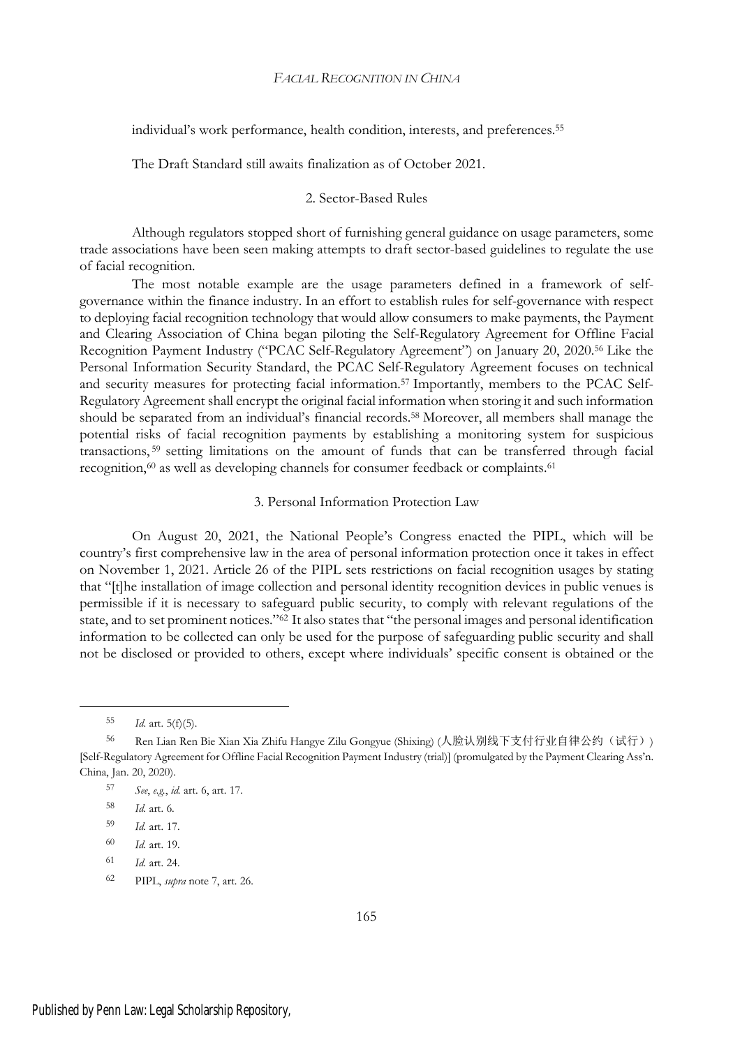individual's work performance, health condition, interests, and preferences.[55]

The Draft Standard still awaits finalization as of October 2021.

### 2. Sector-Based Rules

Although regulators stopped short of furnishing general guidance on usage parameters, some trade associations have been seen making attempts to draft sector-based guidelines to regulate the use of facial recognition.

The most notable example are the usage parameters defined in a framework of self-governance within the finance industry. In an effort to establish rules for self-governance with respect to deploying facial recognition technology that would allow consumers to make payments, the Payment and Clearing Association of China began piloting the Self-Regulatory Agreement for Offline Facial Recognition Payment Industry ("PCAC Self-Regulatory Agreement") on January 20, 2020.[56] Like the Personal Information Security Standard, the PCAC Self-Regulatory Agreement focuses on technical and security measures for protecting facial information.[57] Importantly, members to the PCAC Self-Regulatory Agreement shall encrypt the original facial information when storing it and such information should be separated from an individual's financial records.[58] Moreover, all members shall manage the potential risks of facial recognition payments by establishing a monitoring system for suspicious transactions,[59] setting limitations on the amount of funds that can be transferred through facial recognition,[60] as well as developing channels for consumer feedback or complaints.[61]

### 3. Personal Information Protection Law

On August 20, 2021, the National People's Congress enacted the PIPL, which will be country's first comprehensive law in the area of personal information protection once it takes in effect on November 1, 2021. Article 26 of the PIPL sets restrictions on facial recognition usages by stating that "[t]he installation of image collection and personal identity recognition devices in public venues is permissible if it is necessary to safeguard public security, to comply with relevant regulations of the state, and to set prominent notices."[62] It also states that "the personal images and personal identification information to be collected can only be used for the purpose of safeguarding public security and shall not be disclosed or provided to others, except where individuals' specific consent is obtained or the

---

[55] *Id.* art. 5(f)(5).

[56] Ren Lian Ren Bie Xian Xia Zhifu Hangye Zilu Gongyue (Shixing) (人脸认别线下支付行业自律公约（试行）) [Self-Regulatory Agreement for Offline Facial Recognition Payment Industry (trial)] (promulgated by the Payment Clearing Ass'n. China, Jan. 20, 2020).

[57] *See*, *e.g.*, *id.* art. 6, art. 17.

[58] *Id.* art. 6.

[59] *Id.* art. 17.

[60] *Id.* art. 19.

[61] *Id.* art. 24.

[62] PIPL, *supra* note 7, art. 26.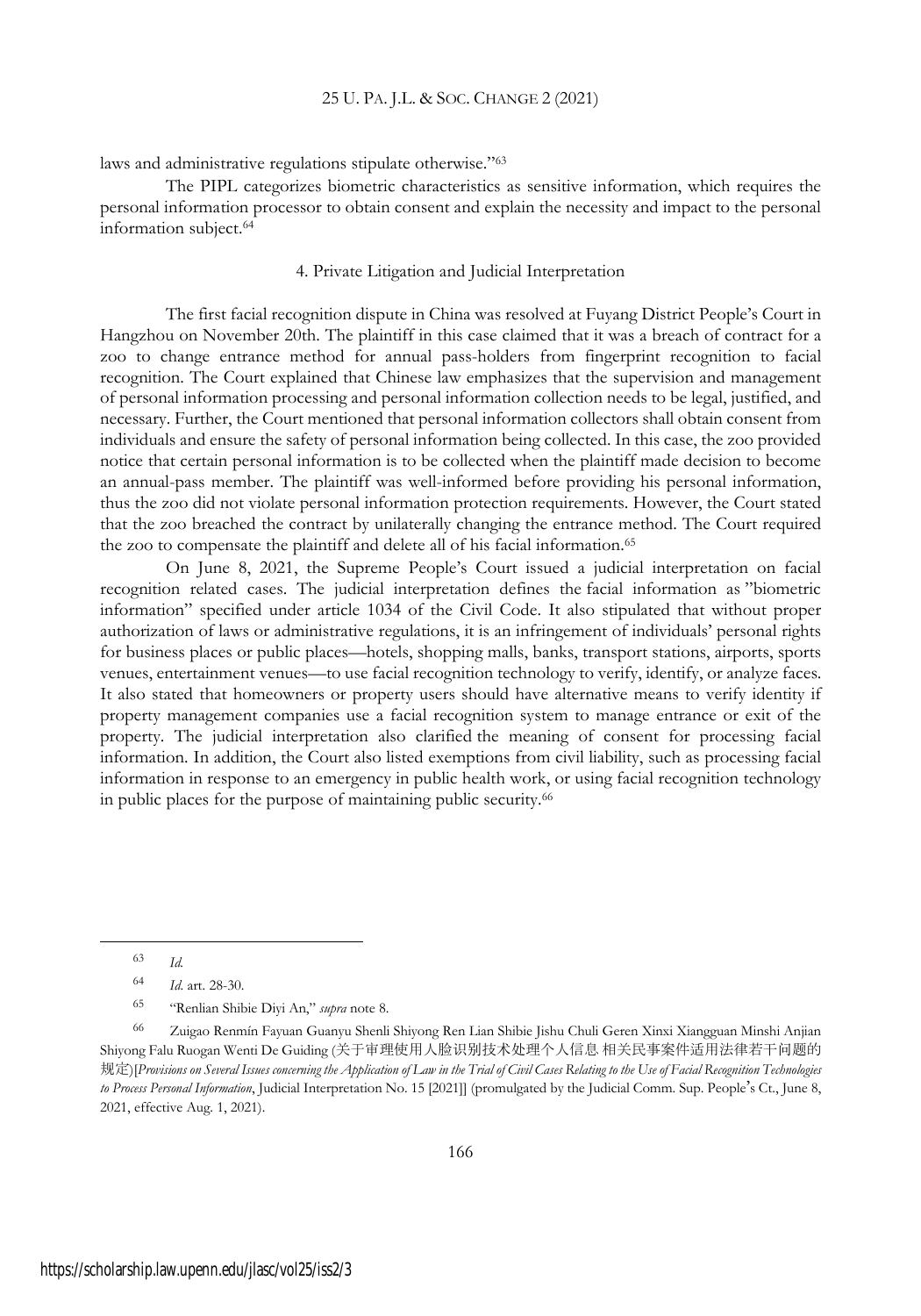laws and administrative regulations stipulate otherwise."[63]

The PIPL categorizes biometric characteristics as sensitive information, which requires the personal information processor to obtain consent and explain the necessity and impact to the personal information subject.[64]

#### 4. Private Litigation and Judicial Interpretation

The first facial recognition dispute in China was resolved at Fuyang District People's Court in Hangzhou on November 20th. The plaintiff in this case claimed that it was a breach of contract for a zoo to change entrance method for annual pass-holders from fingerprint recognition to facial recognition. The Court explained that Chinese law emphasizes that the supervision and management of personal information processing and personal information collection needs to be legal, justified, and necessary. Further, the Court mentioned that personal information collectors shall obtain consent from individuals and ensure the safety of personal information being collected. In this case, the zoo provided notice that certain personal information is to be collected when the plaintiff made decision to become an annual-pass member. The plaintiff was well-informed before providing his personal information, thus the zoo did not violate personal information protection requirements. However, the Court stated that the zoo breached the contract by unilaterally changing the entrance method. The Court required the zoo to compensate the plaintiff and delete all of his facial information.[65]

On June 8, 2021, the Supreme People's Court issued a judicial interpretation on facial recognition related cases. The judicial interpretation defines the facial information as "biometric information" specified under article 1034 of the Civil Code. It also stipulated that without proper authorization of laws or administrative regulations, it is an infringement of individuals' personal rights for business places or public places—hotels, shopping malls, banks, transport stations, airports, sports venues, entertainment venues—to use facial recognition technology to verify, identify, or analyze faces. It also stated that homeowners or property users should have alternative means to verify identity if property management companies use a facial recognition system to manage entrance or exit of the property. The judicial interpretation also clarified the meaning of consent for processing facial information. In addition, the Court also listed exemptions from civil liability, such as processing facial information in response to an emergency in public health work, or using facial recognition technology in public places for the purpose of maintaining public security.[66]

---

[63] *Id.*

[64] *Id.* art. 28-30.

[65] "Renlian Shibie Diyi An," *supra* note 8.

[66] Zuigao Renmin Fayuan Guanyu Shenli Shiyong Ren Lian Shibie Jishu Chuli Geren Xinxi Xiangguan Minshi Anjian Shiyong Falu Ruogan Wenti De Guiding (关于审理使用人脸识别技术处理个人信息 相关民事案件适用法律若干问题的规定)[*Provisions on Several Issues concerning the Application of Law in the Trial of Civil Cases Relating to the Use of Facial Recognition Technologies to Process Personal Information*, Judicial Interpretation No. 15 [2021]] (promulgated by the Judicial Comm. Sup. People's Ct., June 8, 2021, effective Aug. 1, 2021).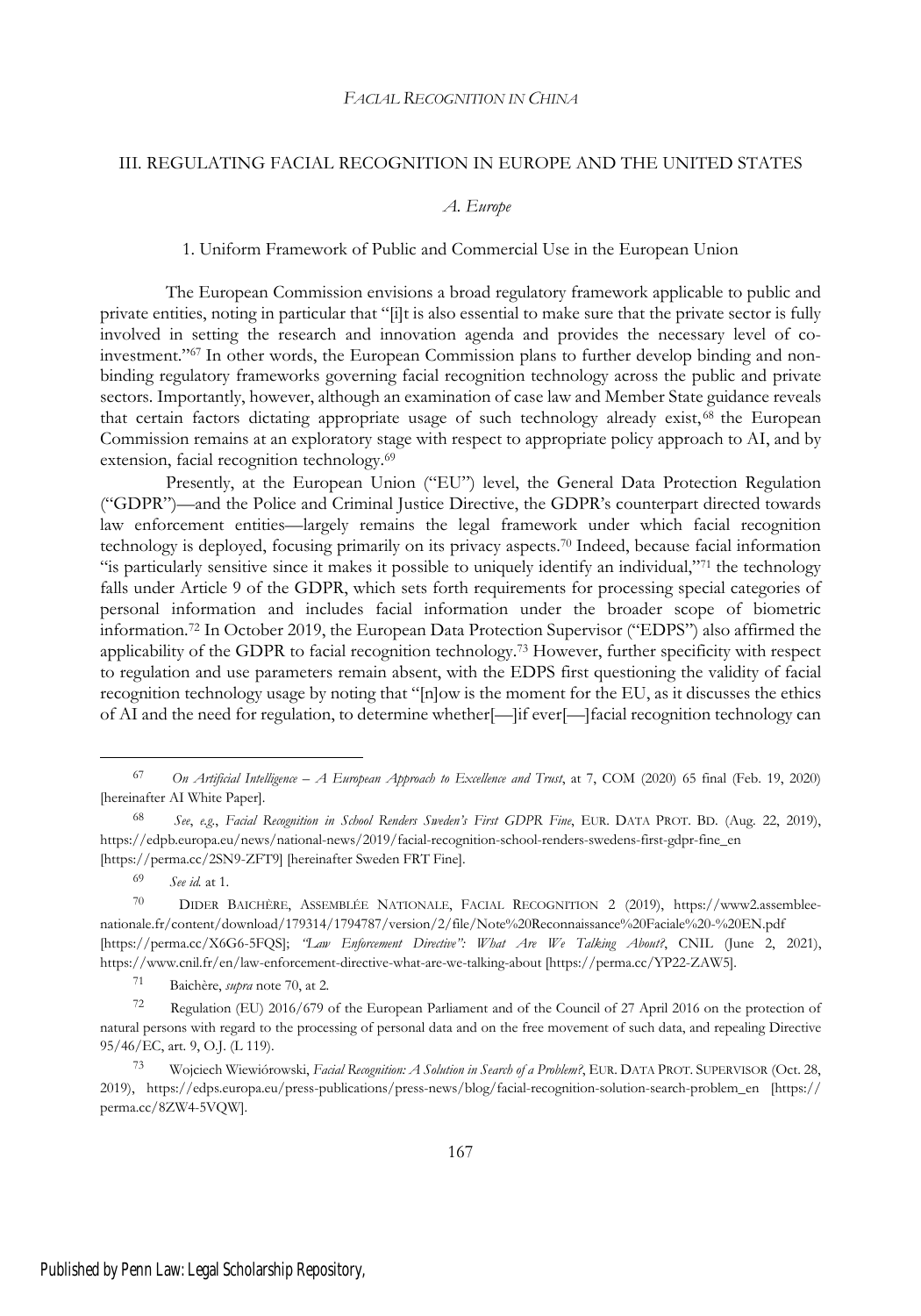## III. REGULATING FACIAL RECOGNITION IN EUROPE AND THE UNITED STATES

### *A. Europe*

#### 1. Uniform Framework of Public and Commercial Use in the European Union

The European Commission envisions a broad regulatory framework applicable to public and private entities, noting in particular that "[i]t is also essential to make sure that the private sector is fully involved in setting the research and innovation agenda and provides the necessary level of co-investment."[67] In other words, the European Commission plans to further develop binding and non-binding regulatory frameworks governing facial recognition technology across the public and private sectors. Importantly, however, although an examination of case law and Member State guidance reveals that certain factors dictating appropriate usage of such technology already exist,[68] the European Commission remains at an exploratory stage with respect to appropriate policy approach to AI, and by extension, facial recognition technology.[69]

Presently, at the European Union ("EU") level, the General Data Protection Regulation ("GDPR")—and the Police and Criminal Justice Directive, the GDPR's counterpart directed towards law enforcement entities—largely remains the legal framework under which facial recognition technology is deployed, focusing primarily on its privacy aspects.[70] Indeed, because facial information "is particularly sensitive since it makes it possible to uniquely identify an individual,"[71] the technology falls under Article 9 of the GDPR, which sets forth requirements for processing special categories of personal information and includes facial information under the broader scope of biometric information.[72] In October 2019, the European Data Protection Supervisor ("EDPS") also affirmed the applicability of the GDPR to facial recognition technology.[73] However, further specificity with respect to regulation and use parameters remain absent, with the EDPS first questioning the validity of facial recognition technology usage by noting that "[n]ow is the moment for the EU, as it discusses the ethics of AI and the need for regulation, to determine whether[—]if ever[—]facial recognition technology can

---

[67] *On Artificial Intelligence – A European Approach to Excellence and Trust*, at 7, COM (2020) 65 final (Feb. 19, 2020) [hereinafter AI White Paper].

[68] *See*, *e.g.*, *Facial Recognition in School Renders Sweden's First GDPR Fine*, EUR. DATA PROT. BD. (Aug. 22, 2019), https://edpb.europa.eu/news/national-news/2019/facial-recognition-school-renders-swedens-first-gdpr-fine_en [https://perma.cc/2SN9-ZFT9] [hereinafter Sweden FRT Fine].

[69] *See id.* at 1.

[70] DIDER BAICHÈRE, ASSEMBLÉE NATIONALE, FACIAL RECOGNITION 2 (2019), https://www2.assemblee-nationale.fr/content/download/179314/1794787/version/2/file/Note%20Reconnaissance%20Faciale%20-%20EN.pdf [https://perma.cc/X6G6-5FQS]; *"Law Enforcement Directive": What Are We Talking About?*, CNIL (June 2, 2021), https://www.cnil.fr/en/law-enforcement-directive-what-are-we-talking-about [https://perma.cc/YP22-ZAW5].

[71] Baichère, *supra* note 70, at 2.

[72] Regulation (EU) 2016/679 of the European Parliament and of the Council of 27 April 2016 on the protection of natural persons with regard to the processing of personal data and on the free movement of such data, and repealing Directive 95/46/EC, art. 9, O.J. (L 119).

[73] Wojciech Wiewiórowski, *Facial Recognition: A Solution in Search of a Problem?*, EUR. DATA PROT. SUPERVISOR (Oct. 28, 2019), https://edps.europa.eu/press-publications/press-news/blog/facial-recognition-solution-search-problem_en [https://perma.cc/8ZW4-5VQW].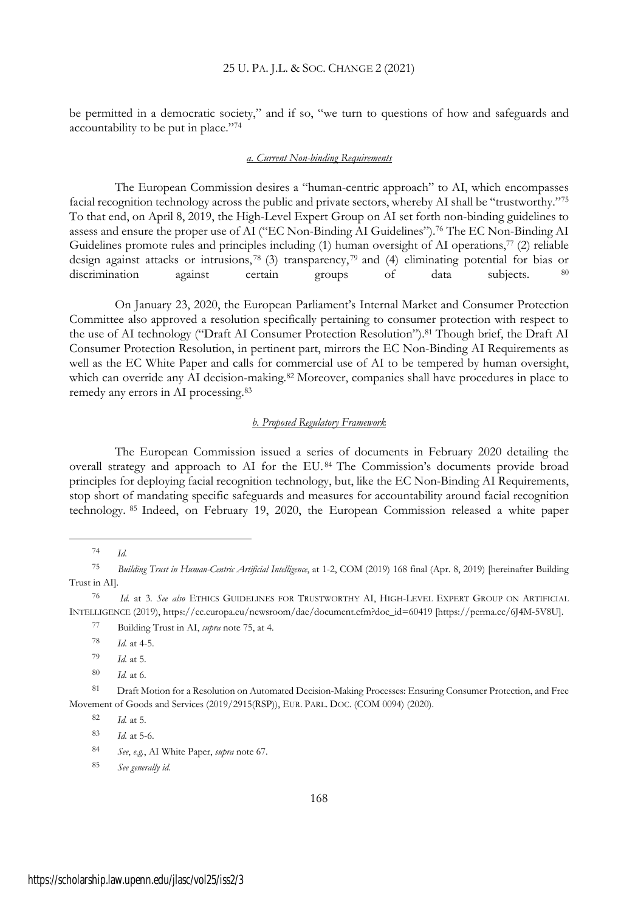be permitted in a democratic society," and if so, "we turn to questions of how and safeguards and accountability to be put in place."[74]

#### *a. Current Non-binding Requirements*

The European Commission desires a "human-centric approach" to AI, which encompasses facial recognition technology across the public and private sectors, whereby AI shall be "trustworthy."[75] To that end, on April 8, 2019, the High-Level Expert Group on AI set forth non-binding guidelines to assess and ensure the proper use of AI ("EC Non-Binding AI Guidelines").[76] The EC Non-Binding AI Guidelines promote rules and principles including (1) human oversight of AI operations,[77] (2) reliable design against attacks or intrusions,[78] (3) transparency,[79] and (4) eliminating potential for bias or discrimination against certain groups of data subjects.[80]

On January 23, 2020, the European Parliament's Internal Market and Consumer Protection Committee also approved a resolution specifically pertaining to consumer protection with respect to the use of AI technology ("Draft AI Consumer Protection Resolution").[81] Though brief, the Draft AI Consumer Protection Resolution, in pertinent part, mirrors the EC Non-Binding AI Requirements as well as the EC White Paper and calls for commercial use of AI to be tempered by human oversight, which can override any AI decision-making.[82] Moreover, companies shall have procedures in place to remedy any errors in AI processing.[83]

#### *b. Proposed Regulatory Framework*

The European Commission issued a series of documents in February 2020 detailing the overall strategy and approach to AI for the EU.[84] The Commission's documents provide broad principles for deploying facial recognition technology, but, like the EC Non-Binding AI Requirements, stop short of mandating specific safeguards and measures for accountability around facial recognition technology.[85] Indeed, on February 19, 2020, the European Commission released a white paper

---

[74] *Id.*

[75] *Building Trust in Human-Centric Artificial Intelligence*, at 1-2, COM (2019) 168 final (Apr. 8, 2019) [hereinafter Building Trust in AI].

[76] *Id.* at 3. *See also* ETHICS GUIDELINES FOR TRUSTWORTHY AI, HIGH-LEVEL EXPERT GROUP ON ARTIFICIAL INTELLIGENCE (2019), https://ec.europa.eu/newsroom/dae/document.cfm?doc_id=60419 [https://perma.cc/6J4M-5V8U].

[77] Building Trust in AI, *supra* note 75, at 4.

[78] *Id.* at 4-5.

[79] *Id.* at 5.

[80] *Id.* at 6.

[81] Draft Motion for a Resolution on Automated Decision-Making Processes: Ensuring Consumer Protection, and Free Movement of Goods and Services (2019/2915(RSP)), EUR. PARL. DOC. (COM 0094) (2020).

[82] *Id.* at 5.

[83] *Id.* at 5-6.

[84] *See*, *e.g.*, AI White Paper, *supra* note 67.

[85] *See generally id.*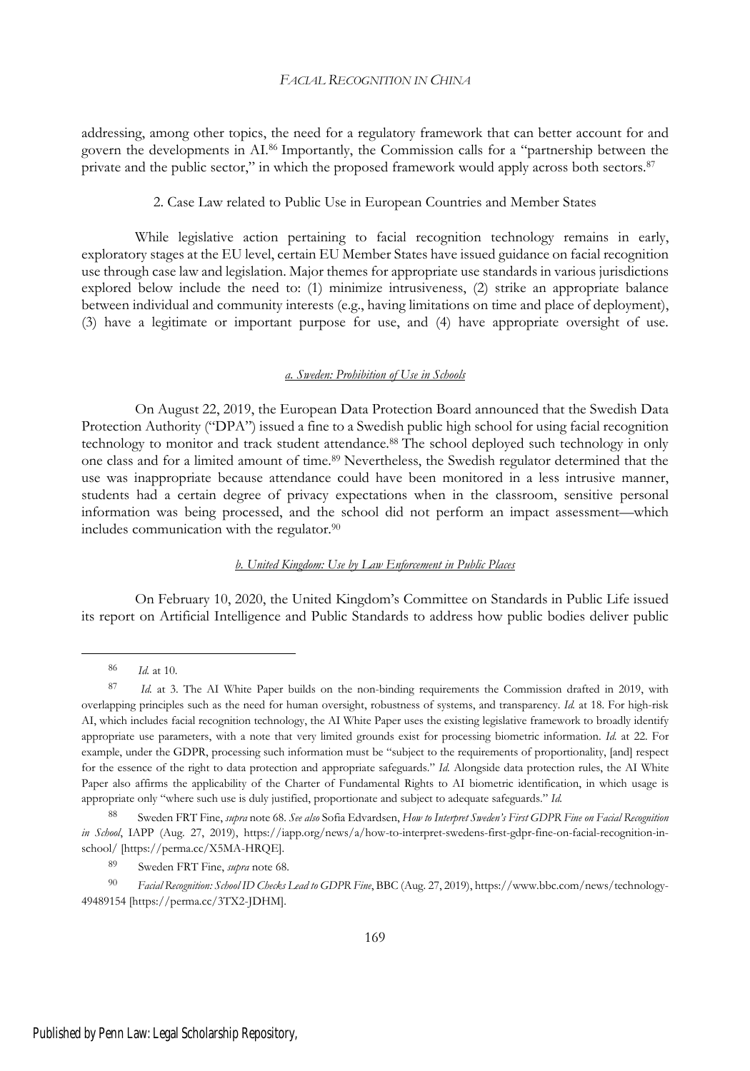addressing, among other topics, the need for a regulatory framework that can better account for and govern the developments in AI.[86] Importantly, the Commission calls for a "partnership between the private and the public sector," in which the proposed framework would apply across both sectors.[87]

### 2. Case Law related to Public Use in European Countries and Member States

While legislative action pertaining to facial recognition technology remains in early, exploratory stages at the EU level, certain EU Member States have issued guidance on facial recognition use through case law and legislation. Major themes for appropriate use standards in various jurisdictions explored below include the need to: (1) minimize intrusiveness, (2) strike an appropriate balance between individual and community interests (e.g., having limitations on time and place of deployment), (3) have a legitimate or important purpose for use, and (4) have appropriate oversight of use.

#### *a. Sweden: Prohibition of Use in Schools*

On August 22, 2019, the European Data Protection Board announced that the Swedish Data Protection Authority ("DPA") issued a fine to a Swedish public high school for using facial recognition technology to monitor and track student attendance.[88] The school deployed such technology in only one class and for a limited amount of time.[89] Nevertheless, the Swedish regulator determined that the use was inappropriate because attendance could have been monitored in a less intrusive manner, students had a certain degree of privacy expectations when in the classroom, sensitive personal information was being processed, and the school did not perform an impact assessment—which includes communication with the regulator.[90]

#### *b. United Kingdom: Use by Law Enforcement in Public Places*

On February 10, 2020, the United Kingdom's Committee on Standards in Public Life issued its report on Artificial Intelligence and Public Standards to address how public bodies deliver public

---

[86] *Id.* at 10.

[87] *Id.* at 3. The AI White Paper builds on the non-binding requirements the Commission drafted in 2019, with overlapping principles such as the need for human oversight, robustness of systems, and transparency. *Id.* at 18. For high-risk AI, which includes facial recognition technology, the AI White Paper uses the existing legislative framework to broadly identify appropriate use parameters, with a note that very limited grounds exist for processing biometric information. *Id.* at 22. For example, under the GDPR, processing such information must be "subject to the requirements of proportionality, [and] respect for the essence of the right to data protection and appropriate safeguards." *Id.* Alongside data protection rules, the AI White Paper also affirms the applicability of the Charter of Fundamental Rights to AI biometric identification, in which usage is appropriate only "where such use is duly justified, proportionate and subject to adequate safeguards." *Id.*

[88] Sweden FRT Fine, *supra* note 68. *See also* Sofia Edvardsen, *How to Interpret Sweden's First GDPR Fine on Facial Recognition in School*, IAPP (Aug. 27, 2019), https://iapp.org/news/a/how-to-interpret-swedens-first-gdpr-fine-on-facial-recognition-in-school/ [https://perma.cc/X5MA-HRQE].

[89] Sweden FRT Fine, *supra* note 68.

[90] *Facial Recognition: School ID Checks Lead to GDPR Fine*, BBC (Aug. 27, 2019), https://www.bbc.com/news/technology-49489154 [https://perma.cc/3TX2-JDHM].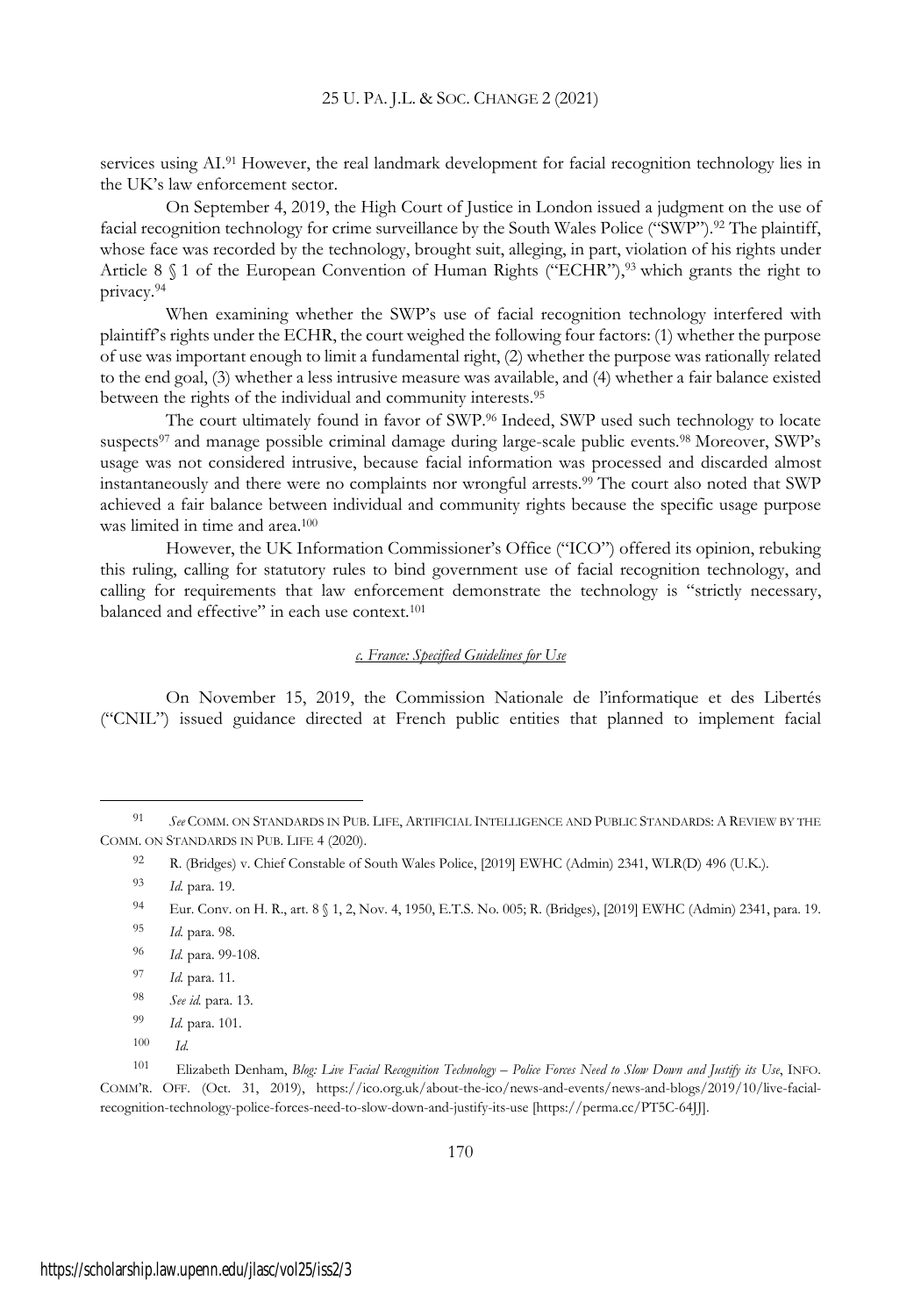services using AI.[91] However, the real landmark development for facial recognition technology lies in the UK's law enforcement sector.

On September 4, 2019, the High Court of Justice in London issued a judgment on the use of facial recognition technology for crime surveillance by the South Wales Police ("SWP").[92] The plaintiff, whose face was recorded by the technology, brought suit, alleging, in part, violation of his rights under Article 8 § 1 of the European Convention of Human Rights ("ECHR"),[93] which grants the right to privacy.[94]

When examining whether the SWP's use of facial recognition technology interfered with plaintiff's rights under the ECHR, the court weighed the following four factors: (1) whether the purpose of use was important enough to limit a fundamental right, (2) whether the purpose was rationally related to the end goal, (3) whether a less intrusive measure was available, and (4) whether a fair balance existed between the rights of the individual and community interests.[95]

The court ultimately found in favor of SWP.[96] Indeed, SWP used such technology to locate suspects[97] and manage possible criminal damage during large-scale public events.[98] Moreover, SWP's usage was not considered intrusive, because facial information was processed and discarded almost instantaneously and there were no complaints nor wrongful arrests.[99] The court also noted that SWP achieved a fair balance between individual and community rights because the specific usage purpose was limited in time and area.[100]

However, the UK Information Commissioner's Office ("ICO") offered its opinion, rebuking this ruling, calling for statutory rules to bind government use of facial recognition technology, and calling for requirements that law enforcement demonstrate the technology is "strictly necessary, balanced and effective" in each use context.[101]

#### *c. France: Specified Guidelines for Use*

On November 15, 2019, the Commission Nationale de l'informatique et des Libertés ("CNIL") issued guidance directed at French public entities that planned to implement facial

---

[91] *See* COMM. ON STANDARDS IN PUB. LIFE, ARTIFICIAL INTELLIGENCE AND PUBLIC STANDARDS: A REVIEW BY THE COMM. ON STANDARDS IN PUB. LIFE 4 (2020).

[92] R. (Bridges) v. Chief Constable of South Wales Police, [2019] EWHC (Admin) 2341, WLR(D) 496 (U.K.).

[93] *Id.* para. 19.

[94] Eur. Conv. on H. R., art. 8 § 1, 2, Nov. 4, 1950, E.T.S. No. 005; R. (Bridges), [2019] EWHC (Admin) 2341, para. 19.

[95] *Id.* para. 98.

[96] *Id.* para. 99-108.

[97] *Id.* para. 11.

[98] *See id.* para. 13.

[99] *Id.* para. 101.

[100] *Id.*

[101] Elizabeth Denham, *Blog: Live Facial Recognition Technology – Police Forces Need to Slow Down and Justify its Use*, INFO. COMM'R. OFF. (Oct. 31, 2019), https://ico.org.uk/about-the-ico/news-and-events/news-and-blogs/2019/10/live-facial-recognition-technology-police-forces-need-to-slow-down-and-justify-its-use [https://perma.cc/PT5C-64JJ].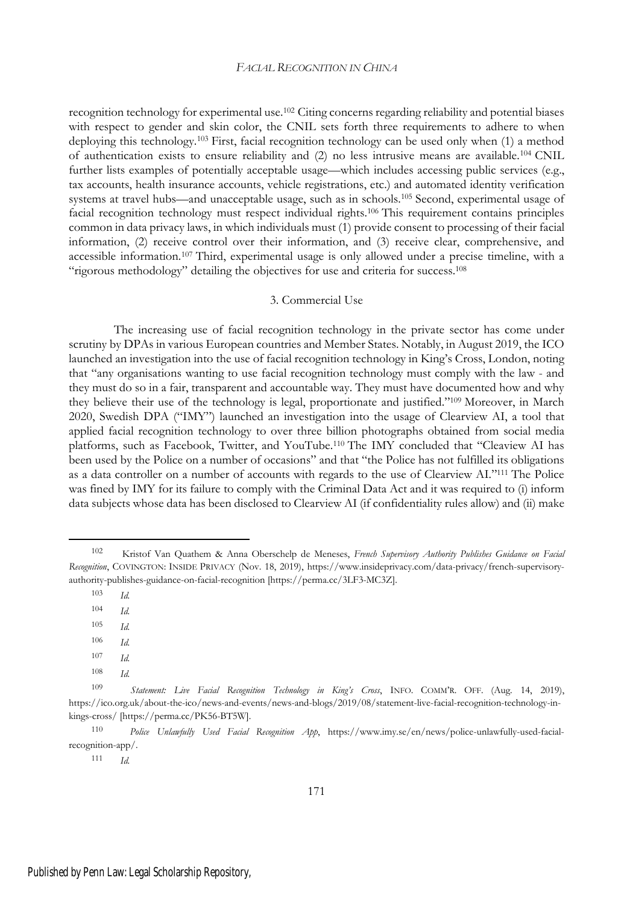recognition technology for experimental use.[102] Citing concerns regarding reliability and potential biases with respect to gender and skin color, the CNIL sets forth three requirements to adhere to when deploying this technology.[103] First, facial recognition technology can be used only when (1) a method of authentication exists to ensure reliability and (2) no less intrusive means are available.[104] CNIL further lists examples of potentially acceptable usage—which includes accessing public services (e.g., tax accounts, health insurance accounts, vehicle registrations, etc.) and automated identity verification systems at travel hubs—and unacceptable usage, such as in schools.[105] Second, experimental usage of facial recognition technology must respect individual rights.[106] This requirement contains principles common in data privacy laws, in which individuals must (1) provide consent to processing of their facial information, (2) receive control over their information, and (3) receive clear, comprehensive, and accessible information.[107] Third, experimental usage is only allowed under a precise timeline, with a "rigorous methodology" detailing the objectives for use and criteria for success.[108]

### 3. Commercial Use

The increasing use of facial recognition technology in the private sector has come under scrutiny by DPAs in various European countries and Member States. Notably, in August 2019, the ICO launched an investigation into the use of facial recognition technology in King's Cross, London, noting that "any organisations wanting to use facial recognition technology must comply with the law - and they must do so in a fair, transparent and accountable way. They must have documented how and why they believe their use of the technology is legal, proportionate and justified."[109] Moreover, in March 2020, Swedish DPA ("IMY") launched an investigation into the usage of Clearview AI, a tool that applied facial recognition technology to over three billion photographs obtained from social media platforms, such as Facebook, Twitter, and YouTube.[110] The IMY concluded that "Cleaview AI has been used by the Police on a number of occasions" and that "the Police has not fulfilled its obligations as a data controller on a number of accounts with regards to the use of Clearview AI."[111] The Police was fined by IMY for its failure to comply with the Criminal Data Act and it was required to (i) inform data subjects whose data has been disclosed to Clearview AI (if confidentiality rules allow) and (ii) make

---

[102] Kristof Van Quathem & Anna Oberschelp de Meneses, *French Supervisory Authority Publishes Guidance on Facial Recognition*, COVINGTON: INSIDE PRIVACY (Nov. 18, 2019), https://www.insideprivacy.com/data-privacy/french-supervisory-authority-publishes-guidance-on-facial-recognition [https://perma.cc/3LF3-MC3Z].

[103] *Id.*

[104] *Id.*

[105] *Id.*

[106] *Id.*

[107] *Id.*

[108] *Id.*

[109] *Statement: Live Facial Recognition Technology in King's Cross*, INFO. COMM'R. OFF. (Aug. 14, 2019), https://ico.org.uk/about-the-ico/news-and-events/news-and-blogs/2019/08/statement-live-facial-recognition-technology-in-kings-cross/ [https://perma.cc/PK56-BT5W].

[110] *Police Unlawfully Used Facial Recognition App*, https://www.imy.se/en/news/police-unlawfully-used-facial-recognition-app/.

[111] *Id.*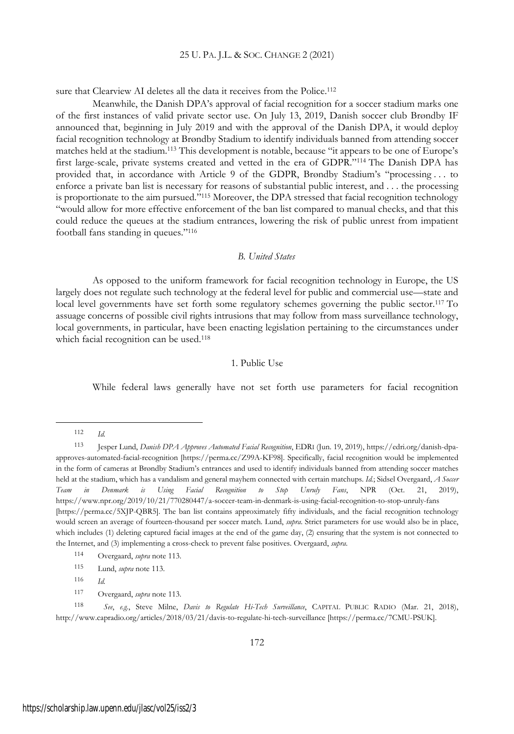sure that Clearview AI deletes all the data it receives from the Police.[112]

Meanwhile, the Danish DPA's approval of facial recognition for a soccer stadium marks one of the first instances of valid private sector use. On July 13, 2019, Danish soccer club Brøndby IF announced that, beginning in July 2019 and with the approval of the Danish DPA, it would deploy facial recognition technology at Brøndby Stadium to identify individuals banned from attending soccer matches held at the stadium.[113] This development is notable, because "it appears to be one of Europe's first large-scale, private systems created and vetted in the era of GDPR."[114] The Danish DPA has provided that, in accordance with Article 9 of the GDPR, Brøndby Stadium's "processing . . . to enforce a private ban list is necessary for reasons of substantial public interest, and . . . the processing is proportionate to the aim pursued."[115] Moreover, the DPA stressed that facial recognition technology "would allow for more effective enforcement of the ban list compared to manual checks, and that this could reduce the queues at the stadium entrances, lowering the risk of public unrest from impatient football fans standing in queues."[116]

### *B. United States*

As opposed to the uniform framework for facial recognition technology in Europe, the US largely does not regulate such technology at the federal level for public and commercial use—state and local level governments have set forth some regulatory schemes governing the public sector.[117] To assuage concerns of possible civil rights intrusions that may follow from mass surveillance technology, local governments, in particular, have been enacting legislation pertaining to the circumstances under which facial recognition can be used.[118]

#### 1. Public Use

While federal laws generally have not set forth use parameters for facial recognition

---

[112] *Id.*

[113] Jesper Lund, *Danish DPA Approves Automated Facial Recognition*, EDRI (Jun. 19, 2019), https://edri.org/danish-dpa-approves-automated-facial-recognition [https://perma.cc/Z99A-KF98]. Specifically, facial recognition would be implemented in the form of cameras at Brøndby Stadium's entrances and used to identify individuals banned from attending soccer matches held at the stadium, which has a vandalism and general mayhem connected with certain matchups. *Id.*; Sidsel Overgaard, *A Soccer Team in Denmark is Using Facial Recognition to Stop Unruly Fans*, NPR (Oct. 21, 2019), https://www.npr.org/2019/10/21/770280447/a-soccer-team-in-denmark-is-using-facial-recognition-to-stop-unruly-fans [https://perma.cc/5XJP-QBR5]. The ban list contains approximately fifty individuals, and the facial recognition technology would screen an average of fourteen-thousand per soccer match. Lund, *supra*. Strict parameters for use would also be in place, which includes (1) deleting captured facial images at the end of the game day, (2) ensuring that the system is not connected to the Internet, and (3) implementing a cross-check to prevent false positives. Overgaard, *supra*.

[114] Overgaard, *supra* note 113.

[115] Lund, *supra* note 113.

[116] *Id.*

[117] Overgaard, *supra* note 113.

[118] *See*, *e.g.*, Steve Milne, *Davis to Regulate Hi-Tech Surveillance*, CAPITAL PUBLIC RADIO (Mar. 21, 2018), http://www.capradio.org/articles/2018/03/21/davis-to-regulate-hi-tech-surveillance [https://perma.cc/7CMU-PSUK].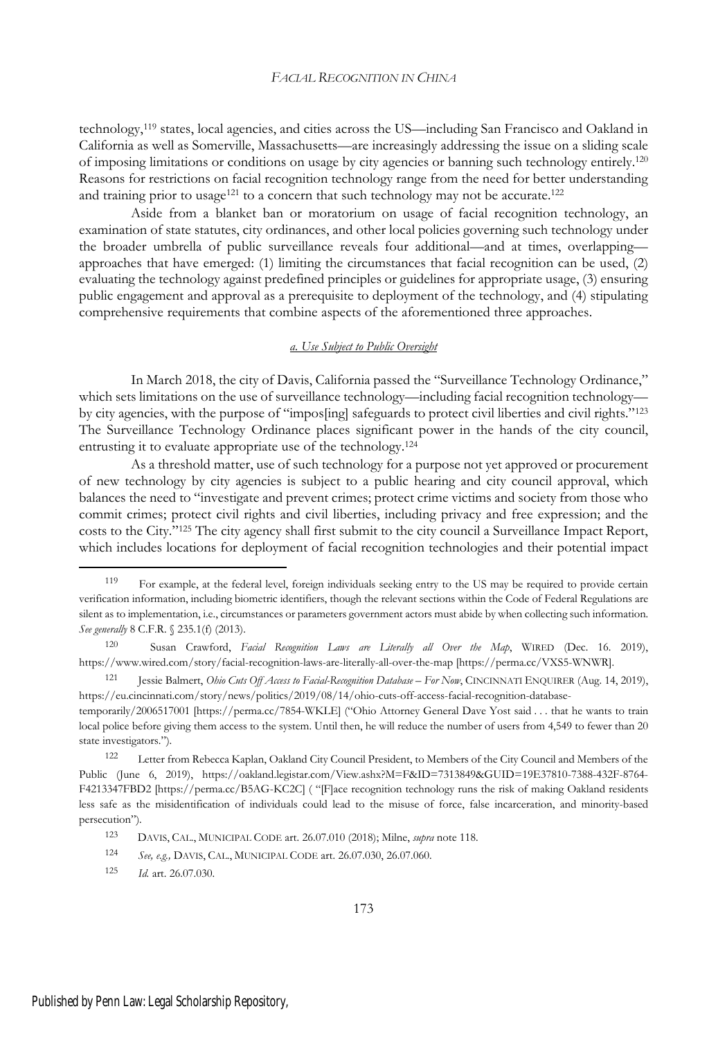technology,[119] states, local agencies, and cities across the US—including San Francisco and Oakland in California as well as Somerville, Massachusetts—are increasingly addressing the issue on a sliding scale of imposing limitations or conditions on usage by city agencies or banning such technology entirely.[120] Reasons for restrictions on facial recognition technology range from the need for better understanding and training prior to usage[121] to a concern that such technology may not be accurate.[122]

Aside from a blanket ban or moratorium on usage of facial recognition technology, an examination of state statutes, city ordinances, and other local policies governing such technology under the broader umbrella of public surveillance reveals four additional—and at times, overlapping—approaches that have emerged: (1) limiting the circumstances that facial recognition can be used, (2) evaluating the technology against predefined principles or guidelines for appropriate usage, (3) ensuring public engagement and approval as a prerequisite to deployment of the technology, and (4) stipulating comprehensive requirements that combine aspects of the aforementioned three approaches.

#### *a. Use Subject to Public Oversight*

In March 2018, the city of Davis, California passed the "Surveillance Technology Ordinance," which sets limitations on the use of surveillance technology—including facial recognition technology—by city agencies, with the purpose of "impos[ing] safeguards to protect civil liberties and civil rights."[123] The Surveillance Technology Ordinance places significant power in the hands of the city council, entrusting it to evaluate appropriate use of the technology.[124]

As a threshold matter, use of such technology for a purpose not yet approved or procurement of new technology by city agencies is subject to a public hearing and city council approval, which balances the need to "investigate and prevent crimes; protect crime victims and society from those who commit crimes; protect civil rights and civil liberties, including privacy and free expression; and the costs to the City."[125] The city agency shall first submit to the city council a Surveillance Impact Report, which includes locations for deployment of facial recognition technologies and their potential impact

---

[119] For example, at the federal level, foreign individuals seeking entry to the US may be required to provide certain verification information, including biometric identifiers, though the relevant sections within the Code of Federal Regulations are silent as to implementation, i.e., circumstances or parameters government actors must abide by when collecting such information. *See generally* 8 C.F.R. § 235.1(f) (2013).

[120] Susan Crawford, *Facial Recognition Laws are Literally all Over the Map*, WIRED (Dec. 16. 2019), https://www.wired.com/story/facial-recognition-laws-are-literally-all-over-the-map [https://perma.cc/VXS5-WNWR].

[121] Jessie Balmert, *Ohio Cuts Off Access to Facial-Recognition Database – For Now*, CINCINNATI ENQUIRER (Aug. 14, 2019), https://eu.cincinnati.com/story/news/politics/2019/08/14/ohio-cuts-off-access-facial-recognition-database-temporarily/2006517001 [https://perma.cc/7854-WKLE] ("Ohio Attorney General Dave Yost said . . . that he wants to train local police before giving them access to the system. Until then, he will reduce the number of users from 4,549 to fewer than 20 state investigators.").

[122] Letter from Rebecca Kaplan, Oakland City Council President, to Members of the City Council and Members of the Public (June 6, 2019), https://oakland.legistar.com/View.ashx?M=F&ID=7313849&GUID=19E37810-7388-432F-8764-F4213347FBD2 [https://perma.cc/B5AG-KC2C] ( "[F]ace recognition technology runs the risk of making Oakland residents less safe as the misidentification of individuals could lead to the misuse of force, false incarceration, and minority-based persecution").

[123] DAVIS, CAL., MUNICIPAL CODE art. 26.07.010 (2018); Milne, *supra* note 118.

[124] *See, e.g.,* DAVIS, CAL., MUNICIPAL CODE art. 26.07.030, 26.07.060.

[125] *Id.* art. 26.07.030.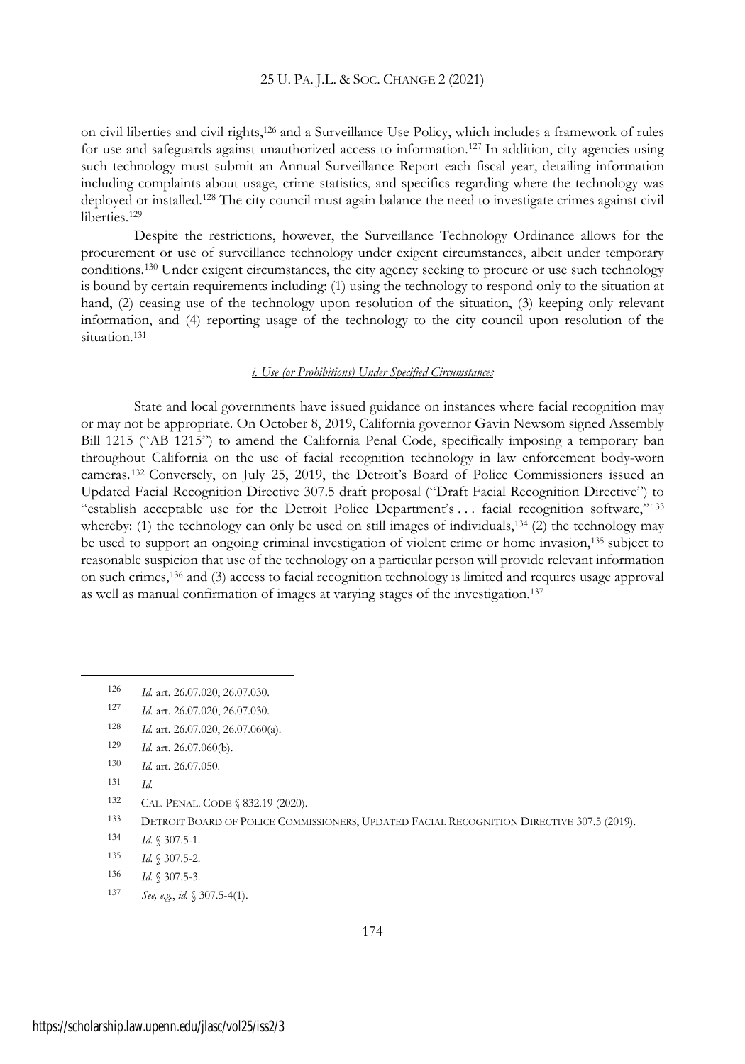on civil liberties and civil rights,[126] and a Surveillance Use Policy, which includes a framework of rules for use and safeguards against unauthorized access to information.[127] In addition, city agencies using such technology must submit an Annual Surveillance Report each fiscal year, detailing information including complaints about usage, crime statistics, and specifics regarding where the technology was deployed or installed.[128] The city council must again balance the need to investigate crimes against civil liberties.[129]

Despite the restrictions, however, the Surveillance Technology Ordinance allows for the procurement or use of surveillance technology under exigent circumstances, albeit under temporary conditions.[130] Under exigent circumstances, the city agency seeking to procure or use such technology is bound by certain requirements including: (1) using the technology to respond only to the situation at hand, (2) ceasing use of the technology upon resolution of the situation, (3) keeping only relevant information, and (4) reporting usage of the technology to the city council upon resolution of the situation.[131]

#### *i. Use (or Prohibitions) Under Specified Circumstances*

State and local governments have issued guidance on instances where facial recognition may or may not be appropriate. On October 8, 2019, California governor Gavin Newsom signed Assembly Bill 1215 ("AB 1215") to amend the California Penal Code, specifically imposing a temporary ban throughout California on the use of facial recognition technology in law enforcement body-worn cameras.[132] Conversely, on July 25, 2019, the Detroit's Board of Police Commissioners issued an Updated Facial Recognition Directive 307.5 draft proposal ("Draft Facial Recognition Directive") to "establish acceptable use for the Detroit Police Department's . . . facial recognition software,"[133] whereby: (1) the technology can only be used on still images of individuals,[134] (2) the technology may be used to support an ongoing criminal investigation of violent crime or home invasion,[135] subject to reasonable suspicion that use of the technology on a particular person will provide relevant information on such crimes,[136] and (3) access to facial recognition technology is limited and requires usage approval as well as manual confirmation of images at varying stages of the investigation.[137]

---

126 *Id.* art. 26.07.020, 26.07.030.

127 *Id.* art. 26.07.020, 26.07.030.

128 *Id.* art. 26.07.020, 26.07.060(a).

129 *Id.* art. 26.07.060(b).

130 *Id.* art. 26.07.050.

131 *Id.*

132 CAL. PENAL. CODE § 832.19 (2020).

133 DETROIT BOARD OF POLICE COMMISSIONERS, UPDATED FACIAL RECOGNITION DIRECTIVE 307.5 (2019).

134 *Id.* § 307.5-1.

135 *Id.* § 307.5-2.

136 *Id.* § 307.5-3.

137 *See, e.g.*, *id.* § 307.5-4(1).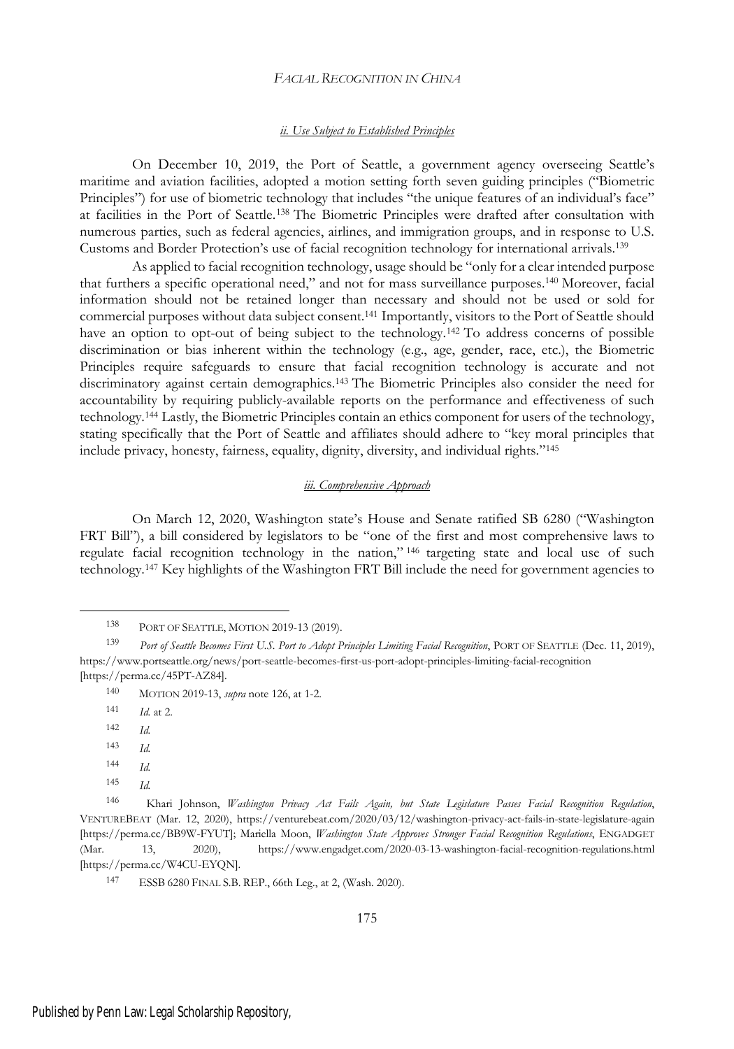#### *ii. Use Subject to Established Principles*

On December 10, 2019, the Port of Seattle, a government agency overseeing Seattle's maritime and aviation facilities, adopted a motion setting forth seven guiding principles ("Biometric Principles") for use of biometric technology that includes "the unique features of an individual's face" at facilities in the Port of Seattle.[138] The Biometric Principles were drafted after consultation with numerous parties, such as federal agencies, airlines, and immigration groups, and in response to U.S. Customs and Border Protection's use of facial recognition technology for international arrivals.[139]

As applied to facial recognition technology, usage should be "only for a clear intended purpose that furthers a specific operational need," and not for mass surveillance purposes.[140] Moreover, facial information should not be retained longer than necessary and should not be used or sold for commercial purposes without data subject consent.[141] Importantly, visitors to the Port of Seattle should have an option to opt-out of being subject to the technology.[142] To address concerns of possible discrimination or bias inherent within the technology (e.g., age, gender, race, etc.), the Biometric Principles require safeguards to ensure that facial recognition technology is accurate and not discriminatory against certain demographics.[143] The Biometric Principles also consider the need for accountability by requiring publicly-available reports on the performance and effectiveness of such technology.[144] Lastly, the Biometric Principles contain an ethics component for users of the technology, stating specifically that the Port of Seattle and affiliates should adhere to "key moral principles that include privacy, honesty, fairness, equality, dignity, diversity, and individual rights."[145]

#### *iii. Comprehensive Approach*

On March 12, 2020, Washington state's House and Senate ratified SB 6280 ("Washington FRT Bill"), a bill considered by legislators to be "one of the first and most comprehensive laws to regulate facial recognition technology in the nation,"[146] targeting state and local use of such technology.[147] Key highlights of the Washington FRT Bill include the need for government agencies to

---

[138] PORT OF SEATTLE, MOTION 2019-13 (2019).

[139] *Port of Seattle Becomes First U.S. Port to Adopt Principles Limiting Facial Recognition*, PORT OF SEATTLE (Dec. 11, 2019), https://www.portseattle.org/news/port-seattle-becomes-first-us-port-adopt-principles-limiting-facial-recognition [https://perma.cc/45PT-AZ84].

[140] MOTION 2019-13, *supra* note 126, at 1-2.

[141] *Id.* at 2.

[142] *Id.*

[143] *Id.*

[144] *Id.*

[145] *Id.*

[146] Khari Johnson, *Washington Privacy Act Fails Again, but State Legislature Passes Facial Recognition Regulation*, VENTUREBEAT (Mar. 12, 2020), https://venturebeat.com/2020/03/12/washington-privacy-act-fails-in-state-legislature-again [https://perma.cc/BB9W-FYUT]; Mariella Moon, *Washington State Approves Stronger Facial Recognition Regulations*, ENGADGET (Mar. 13, 2020), https://www.engadget.com/2020-03-13-washington-facial-recognition-regulations.html [https://perma.cc/W4CU-EYQN].

[147] ESSB 6280 FINAL S.B. REP., 66th Leg., at 2, (Wash. 2020).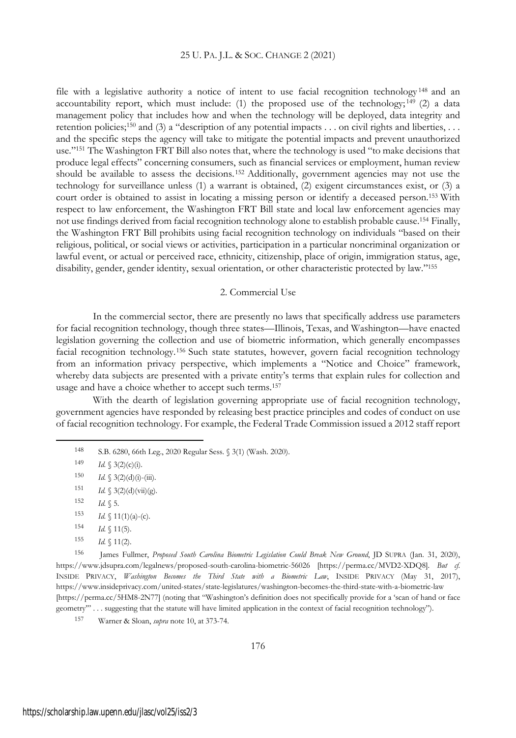file with a legislative authority a notice of intent to use facial recognition technology[148] and an accountability report, which must include: (1) the proposed use of the technology;[149] (2) a data management policy that includes how and when the technology will be deployed, data integrity and retention policies;[150] and (3) a "description of any potential impacts . . . on civil rights and liberties, . . . and the specific steps the agency will take to mitigate the potential impacts and prevent unauthorized use."[151] The Washington FRT Bill also notes that, where the technology is used "to make decisions that produce legal effects" concerning consumers, such as financial services or employment, human review should be available to assess the decisions.[152] Additionally, government agencies may not use the technology for surveillance unless (1) a warrant is obtained, (2) exigent circumstances exist, or (3) a court order is obtained to assist in locating a missing person or identify a deceased person.[153] With respect to law enforcement, the Washington FRT Bill state and local law enforcement agencies may not use findings derived from facial recognition technology alone to establish probable cause.[154] Finally, the Washington FRT Bill prohibits using facial recognition technology on individuals "based on their religious, political, or social views or activities, participation in a particular noncriminal organization or lawful event, or actual or perceived race, ethnicity, citizenship, place of origin, immigration status, age, disability, gender, gender identity, sexual orientation, or other characteristic protected by law."[155]

### 2. Commercial Use

In the commercial sector, there are presently no laws that specifically address use parameters for facial recognition technology, though three states—Illinois, Texas, and Washington—have enacted legislation governing the collection and use of biometric information, which generally encompasses facial recognition technology.[156] Such state statutes, however, govern facial recognition technology from an information privacy perspective, which implements a "Notice and Choice" framework, whereby data subjects are presented with a private entity's terms that explain rules for collection and usage and have a choice whether to accept such terms.[157]

With the dearth of legislation governing appropriate use of facial recognition technology, government agencies have responded by releasing best practice principles and codes of conduct on use of facial recognition technology. For example, the Federal Trade Commission issued a 2012 staff report

---

[148] S.B. 6280, 66th Leg., 2020 Regular Sess. § 3(1) (Wash. 2020).

[149] *Id.* § 3(2)(c)(i).

[150] *Id.* § 3(2)(d)(i)-(iii).

[151] *Id.* § 3(2)(d)(vii)(g).

[152] *Id.* § 5.

[153] *Id.* § 11(1)(a)-(c).

[154] *Id.* § 11(5).

[155] *Id.* § 11(2).

[156] James Fullmer, *Proposed South Carolina Biometric Legislation Could Break New Ground*, JD SUPRA (Jan. 31, 2020), https://www.jdsupra.com/legalnews/proposed-south-carolina-biometric-56026 [https://perma.cc/MVD2-XDQ8]. *But cf.* INSIDE PRIVACY, *Washington Becomes the Third State with a Biometric Law*, INSIDE PRIVACY (May 31, 2017), https://www.insideprivacy.com/united-states/state-legislatures/washington-becomes-the-third-state-with-a-biometric-law [https://perma.cc/5HM8-2N77] (noting that "Washington's definition does not specifically provide for a 'scan of hand or face geometry'" . . . suggesting that the statute will have limited application in the context of facial recognition technology").

[157] Warner & Sloan, *supra* note 10, at 373-74.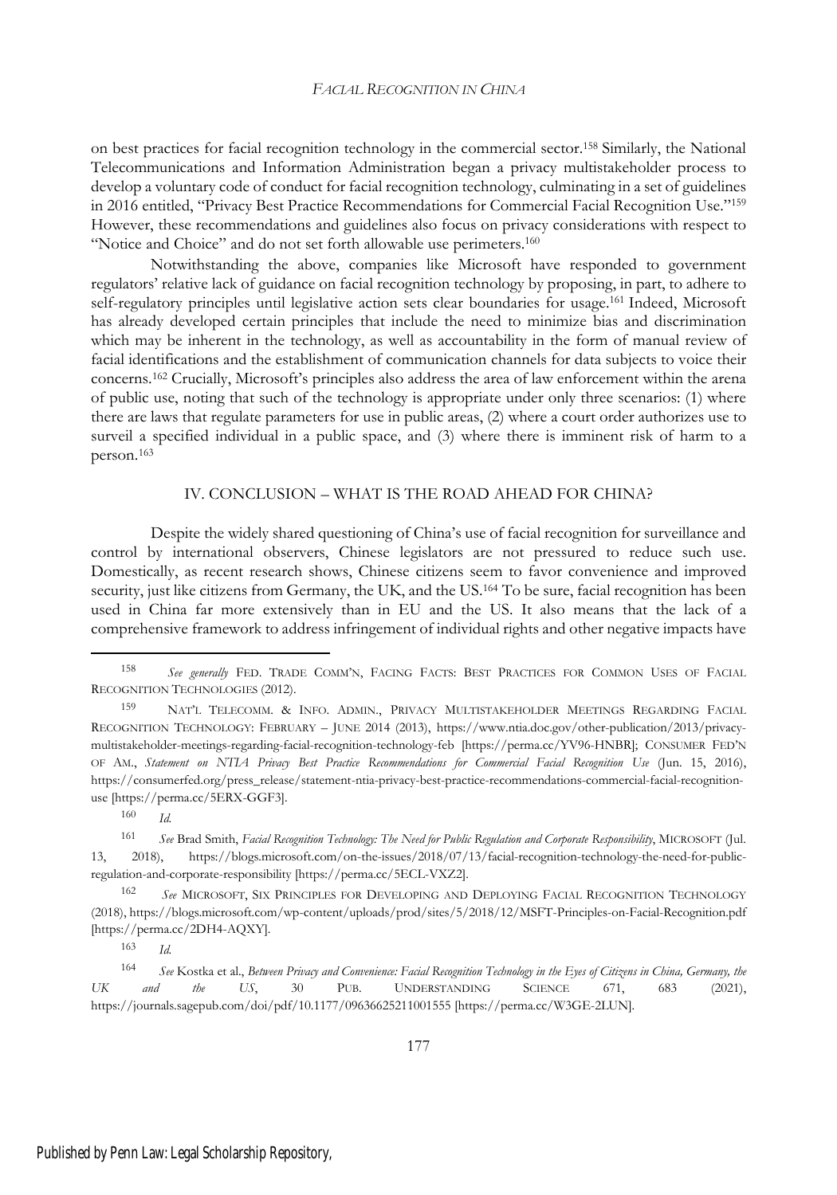on best practices for facial recognition technology in the commercial sector.[158] Similarly, the National Telecommunications and Information Administration began a privacy multistakeholder process to develop a voluntary code of conduct for facial recognition technology, culminating in a set of guidelines in 2016 entitled, "Privacy Best Practice Recommendations for Commercial Facial Recognition Use."[159] However, these recommendations and guidelines also focus on privacy considerations with respect to "Notice and Choice" and do not set forth allowable use perimeters.[160]

Notwithstanding the above, companies like Microsoft have responded to government regulators' relative lack of guidance on facial recognition technology by proposing, in part, to adhere to self-regulatory principles until legislative action sets clear boundaries for usage.[161] Indeed, Microsoft has already developed certain principles that include the need to minimize bias and discrimination which may be inherent in the technology, as well as accountability in the form of manual review of facial identifications and the establishment of communication channels for data subjects to voice their concerns.[162] Crucially, Microsoft's principles also address the area of law enforcement within the arena of public use, noting that such of the technology is appropriate under only three scenarios: (1) where there are laws that regulate parameters for use in public areas, (2) where a court order authorizes use to surveil a specified individual in a public space, and (3) where there is imminent risk of harm to a person.[163]

## IV. CONCLUSION – WHAT IS THE ROAD AHEAD FOR CHINA?

Despite the widely shared questioning of China's use of facial recognition for surveillance and control by international observers, Chinese legislators are not pressured to reduce such use. Domestically, as recent research shows, Chinese citizens seem to favor convenience and improved security, just like citizens from Germany, the UK, and the US.[164] To be sure, facial recognition has been used in China far more extensively than in EU and the US. It also means that the lack of a comprehensive framework to address infringement of individual rights and other negative impacts have

---

[158] *See generally* FED. TRADE COMM'N, FACING FACTS: BEST PRACTICES FOR COMMON USES OF FACIAL RECOGNITION TECHNOLOGIES (2012).

[159] NAT'L TELECOMM. & INFO. ADMIN., PRIVACY MULTISTAKEHOLDER MEETINGS REGARDING FACIAL RECOGNITION TECHNOLOGY: FEBRUARY – JUNE 2014 (2013), https://www.ntia.doc.gov/other-publication/2013/privacy-multistakeholder-meetings-regarding-facial-recognition-technology-feb [https://perma.cc/YV96-HNBR]; CONSUMER FED'N OF AM., *Statement on NTIA Privacy Best Practice Recommendations for Commercial Facial Recognition Use* (Jun. 15, 2016), https://consumerfed.org/press_release/statement-ntia-privacy-best-practice-recommendations-commercial-facial-recognition-use [https://perma.cc/5ERX-GGF3].

[160] *Id.*

[161] *See* Brad Smith, *Facial Recognition Technology: The Need for Public Regulation and Corporate Responsibility*, MICROSOFT (Jul. 13, 2018), https://blogs.microsoft.com/on-the-issues/2018/07/13/facial-recognition-technology-the-need-for-public-regulation-and-corporate-responsibility [https://perma.cc/5ECL-VXZ2].

[162] *See* MICROSOFT, SIX PRINCIPLES FOR DEVELOPING AND DEPLOYING FACIAL RECOGNITION TECHNOLOGY (2018), https://blogs.microsoft.com/wp-content/uploads/prod/sites/5/2018/12/MSFT-Principles-on-Facial-Recognition.pdf [https://perma.cc/2DH4-AQXY].

[163] *Id.*

[164] *See* Kostka et al., *Between Privacy and Convenience: Facial Recognition Technology in the Eyes of Citizens in China, Germany, the UK and the US*, 30 PUB. UNDERSTANDING SCIENCE 671, 683 (2021), https://journals.sagepub.com/doi/pdf/10.1177/09636625211001555 [https://perma.cc/W3GE-2LUN].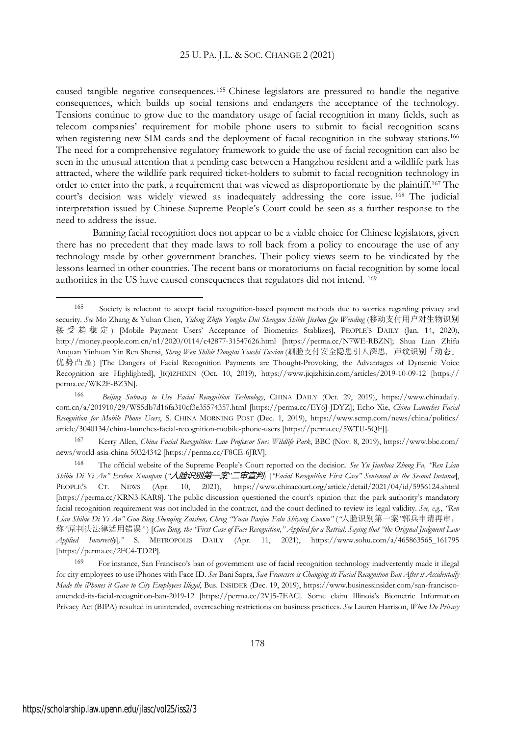caused tangible negative consequences.[165] Chinese legislators are pressured to handle the negative consequences, which builds up social tensions and endangers the acceptance of the technology. Tensions continue to grow due to the mandatory usage of facial recognition in many fields, such as telecom companies' requirement for mobile phone users to submit to facial recognition scans when registering new SIM cards and the deployment of facial recognition in the subway stations.[166] The need for a comprehensive regulatory framework to guide the use of facial recognition can also be seen in the unusual attention that a pending case between a Hangzhou resident and a wildlife park has attracted, where the wildlife park required ticket-holders to submit to facial recognition technology in order to enter into the park, a requirement that was viewed as disproportionate by the plaintiff.[167] The court's decision was widely viewed as inadequately addressing the core issue.[168] The judicial interpretation issued by Chinese Supreme People's Court could be seen as a further response to the need to address the issue.

Banning facial recognition does not appear to be a viable choice for Chinese legislators, given there has no precedent that they made laws to roll back from a policy to encourage the use of any technology made by other government branches. Their policy views seem to be vindicated by the lessons learned in other countries. The recent bans or moratoriums on facial recognition by some local authorities in the US have caused consequences that regulators did not intend.[169]

---

[165] Society is reluctant to accept facial recognition-based payment methods due to worries regarding privacy and security. *See* Mo Zhang & Yuhan Chen, *Yidong Zhifu Yonghu Dui Shengwu Shibie Jieshou Qu Wending* (移动支付用户对生物识别接受趋稳定) [Mobile Payment Users' Acceptance of Biometrics Stablizes], PEOPLE'S DAILY (Jan. 14, 2020), http://money.people.com.cn/n1/2020/0114/c42877-31547626.html [https://perma.cc/N7WE-RBZN]; Shua Lian Zhifu Anquan Yinhuan Yin Ren Shensi, *Sheng Wen Shibie Dongtai Youshi Tuxian* (刷脸支付安全隐患引人深思，声纹识别「动态」优势凸显) [The Dangers of Facial Recognition Payments are Thought-Provoking, the Advantages of Dynamic Voice Recognition are Highlighted], JIQIZHIXIN (Oct. 10, 2019), https://www.jiqizhixin.com/articles/2019-10-09-12 [https://perma.cc/WK2F-BZ3N].

[166] *Beijing Subway to Use Facial Recognition Technology*, CHINA DAILY (Oct. 29, 2019), https://www.chinadaily.com.cn/a/201910/29/WS5db7d16fa310cf3e35574357.html [https://perma.cc/EY6J-JDYZ]; Echo Xie, *China Launches Facial Recognition for Mobile Phone Users*, S. CHINA MORNING POST (Dec. 1, 2019), https://www.scmp.com/news/china/politics/article/3040134/china-launches-facial-recognition-mobile-phone-users [https://perma.cc/5WTU-5QFJ].

[167] Kerry Allen, *China Facial Recognition: Law Professor Sues Wildlife Park*, BBC (Nov. 8, 2019), https://www.bbc.com/news/world-asia-china-50324342 [https://perma.cc/F8CE-6JRV].

[168] The official website of the Supreme People's Court reported on the decision. *See Yu Jianhua Zhong Fa, "Ren Lian Shibie Di Yi An" Ershen Xuanpan* (*"人脸识别第一案"二审宣判*) [*"Facial Recognition First Case" Sentenced in the Second Instance*], PEOPLE'S CT. NEWS (Apr. 10, 2021), https://www.chinacourt.org/article/detail/2021/04/id/5956124.shtml [https://perma.cc/KRN3-KAR8]. The public discussion questioned the court's opinion that the park authority's mandatory facial recognition requirement was not included in the contract, and the court declined to review its legal validity. *See, e.g.*, *"Ren Lian Shibie Di Yi An" Guo Bing Shenqing Zaishen, Cheng "Yuan Panjue Falu Shiyong Cuowu"* ("人脸识别第一案"郭兵申请再审，称"原判决法律适用错误") [*Guo Bing, the "First Case of Face Recognition," Applied for a Retrial, Saying that "the Original Judgment Law Applied Incorrectly*]," S. METROPOLIS DAILY (Apr. 11, 2021), https://www.sohu.com/a/465863565_161795 [https://perma.cc/2FC4-TD2P].

[169] For instance, San Francisco's ban of government use of facial recognition technology inadvertently made it illegal for city employees to use iPhones with Face ID. *See* Bani Sapra, *San Francisco is Changing its Facial Recognition Ban After it Accidentally Made the iPhones it Gave to City Employees Illegal*, Bus. INSIDER (Dec. 19, 2019), https://www.businessinsider.com/san-francisco-amended-its-facial-recognition-ban-2019-12 [https://perma.cc/2VJ5-7EAC]. Some claim Illinois's Biometric Information Privacy Act (BIPA) resulted in unintended, overreaching restrictions on business practices. *See* Lauren Harrison, *When Do Privacy*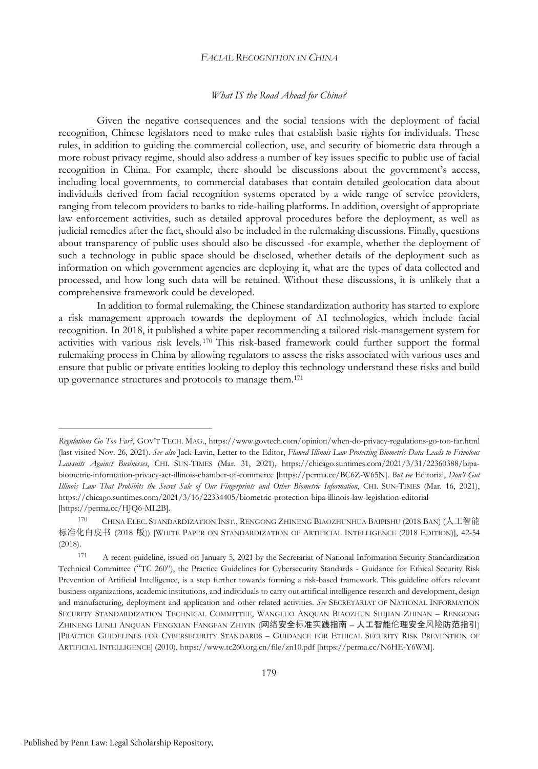*What IS the Road Ahead for China?*

Given the negative consequences and the social tensions with the deployment of facial recognition, Chinese legislators need to make rules that establish basic rights for individuals. These rules, in addition to guiding the commercial collection, use, and security of biometric data through a more robust privacy regime, should also address a number of key issues specific to public use of facial recognition in China. For example, there should be discussions about the government's access, including local governments, to commercial databases that contain detailed geolocation data about individuals derived from facial recognition systems operated by a wide range of service providers, ranging from telecom providers to banks to ride-hailing platforms. In addition, oversight of appropriate law enforcement activities, such as detailed approval procedures before the deployment, as well as judicial remedies after the fact, should also be included in the rulemaking discussions. Finally, questions about transparency of public uses should also be discussed -for example, whether the deployment of such a technology in public space should be disclosed, whether details of the deployment such as information on which government agencies are deploying it, what are the types of data collected and processed, and how long such data will be retained. Without these discussions, it is unlikely that a comprehensive framework could be developed.

In addition to formal rulemaking, the Chinese standardization authority has started to explore a risk management approach towards the deployment of AI technologies, which include facial recognition. In 2018, it published a white paper recommending a tailored risk-management system for activities with various risk levels.[170] This risk-based framework could further support the formal rulemaking process in China by allowing regulators to assess the risks associated with various uses and ensure that public or private entities looking to deploy this technology understand these risks and build up governance structures and protocols to manage them.[171]

---

*Regulations Go Too Far?*, GOV'T TECH. MAG., https://www.govtech.com/opinion/when-do-privacy-regulations-go-too-far.html (last visited Nov. 26, 2021). *See also* Jack Lavin, Letter to the Editor, *Flawed Illinois Law Protecting Biometric Data Leads to Frivolous Lawsuits Against Businesses*, CHI. SUN-TIMES (Mar. 31, 2021), https://chicago.suntimes.com/2021/3/31/22360388/bipa-biometric-information-privacy-act-illinois-chamber-of-commerce [https://perma.cc/BC6Z-W65N]. *But see* Editorial, *Don't Gut Illinois Law That Prohibits the Secret Sale of Our Fingerprints and Other Biometric Information*, CHI. SUN-TIMES (Mar. 16, 2021), https://chicago.suntimes.com/2021/3/16/22334405/biometric-protection-bipa-illinois-law-legislation-editorial [https://perma.cc/HJQ6-ML2B].

[170] CHINA ELEC. STANDARDIZATION INST., RENGONG ZHINENG BIAOZHUNHUA BAIPISHU (2018 BAN) (人工智能标准化白皮书 (2018 版)) [WHITE PAPER ON STANDARDIZATION OF ARTIFICIAL INTELLIGENCE (2018 EDITION)], 42-54 (2018).

[171] A recent guideline, issued on January 5, 2021 by the Secretariat of National Information Security Standardization Technical Committee ("TC 260"), the Practice Guidelines for Cybersecurity Standards - Guidance for Ethical Security Risk Prevention of Artificial Intelligence, is a step further towards forming a risk-based framework. This guideline offers relevant business organizations, academic institutions, and individuals to carry out artificial intelligence research and development, design and manufacturing, deployment and application and other related activities. *See* SECRETARIAT OF NATIONAL INFORMATION SECURITY STANDARDIZATION TECHNICAL COMMITTEE, WANGLUO ANQUAN BIAOZHUN SHIJIAN ZHINAN – RENGONG ZHINENG LUNLI ANQUAN FENGXIAN FANGFAN ZHIYIN (网络安全标准实践指南 – 人工智能伦理安全风险防范指引) [PRACTICE GUIDELINES FOR CYBERSECURITY STANDARDS – GUIDANCE FOR ETHICAL SECURITY RISK PREVENTION OF ARTIFICIAL INTELLIGENCE] (2010), https://www.tc260.org.cn/file/zn10.pdf [https://perma.cc/N6HE-Y6WM].